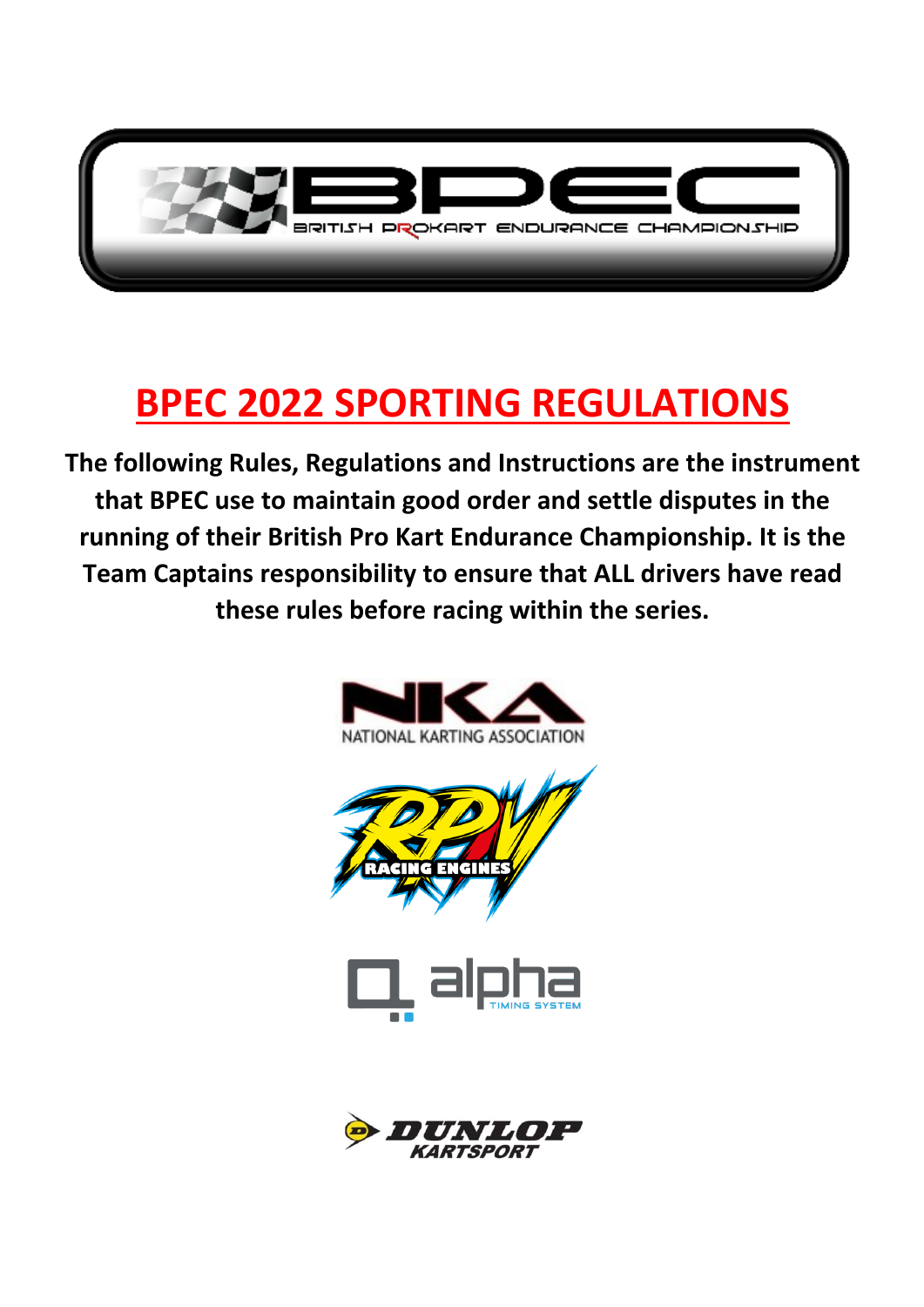BPEC

BRITISH PROKART ENDURANCE CHAMPIONSHIP

# BPEC 2022 SPORTING REGULATIONS

**The following Rules, Regulations and Instructions are the instrument that BPEC use to maintain good order and settle disputes in the running of their British Pro Kart Endurance Championship. It is the Team Captains responsibility to ensure that ALL drivers have read these rules before racing within the series.**

NKA NATIONAL KARTING ASSOCIATION

RPV RACING ENGINES

alpha TIMING SYSTEM

DUNLOP KARTSPORT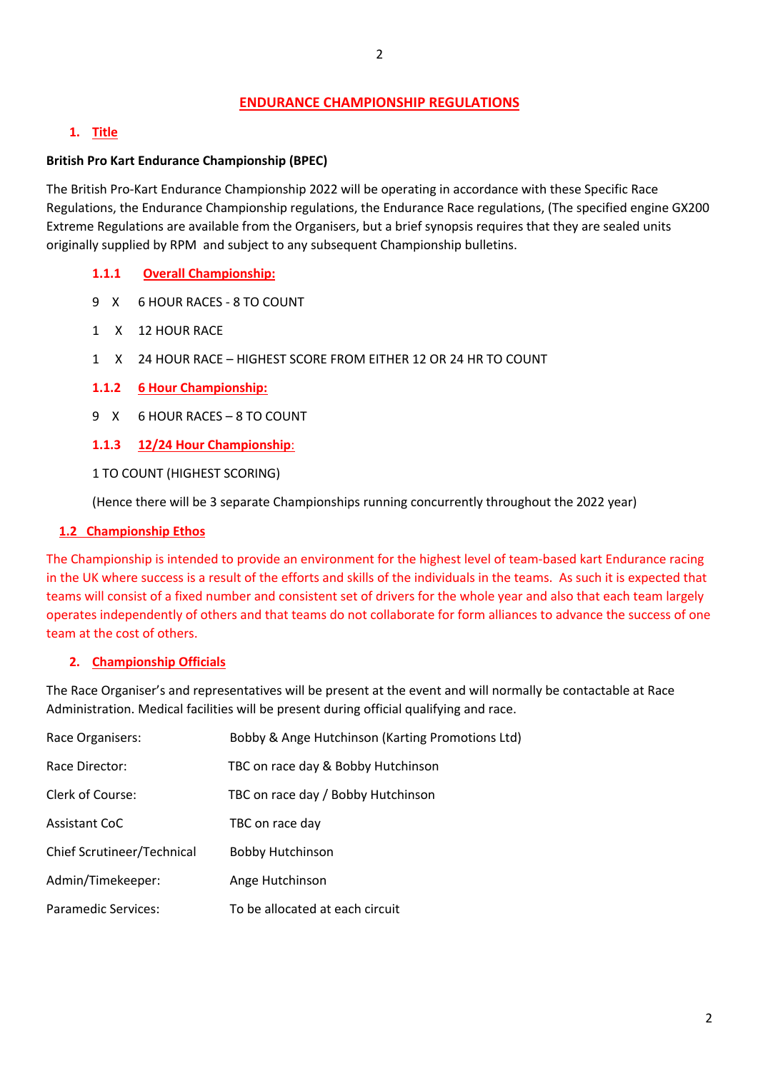# ENDURANCE CHAMPIONSHIP REGULATIONS

## 1. Title

**British Pro Kart Endurance Championship (BPEC)**

The British Pro-Kart Endurance Championship 2022 will be operating in accordance with these Specific Race Regulations, the Endurance Championship regulations, the Endurance Race regulations, (The specified engine GX200 Extreme Regulations are available from the Organisers, but a brief synopsis requires that they are sealed units originally supplied by RPM and subject to any subsequent Championship bulletins.

### 1.1.1 Overall Championship:

9 X 6 HOUR RACES - 8 TO COUNT

1 X 12 HOUR RACE

1 X 24 HOUR RACE – HIGHEST SCORE FROM EITHER 12 OR 24 HR TO COUNT

### 1.1.2 6 Hour Championship:

9 X 6 HOUR RACES – 8 TO COUNT

### 1.1.3 12/24 Hour Championship:

1 TO COUNT (HIGHEST SCORING)

(Hence there will be 3 separate Championships running concurrently throughout the 2022 year)

## 1.2 Championship Ethos

The Championship is intended to provide an environment for the highest level of team-based kart Endurance racing in the UK where success is a result of the efforts and skills of the individuals in the teams. As such it is expected that teams will consist of a fixed number and consistent set of drivers for the whole year and also that each team largely operates independently of others and that teams do not collaborate for form alliances to advance the success of one team at the cost of others.

## 2. Championship Officials

The Race Organiser's and representatives will be present at the event and will normally be contactable at Race Administration. Medical facilities will be present during official qualifying and race.

| | |
|---|---|
| Race Organisers: | Bobby & Ange Hutchinson (Karting Promotions Ltd) |
| Race Director: | TBC on race day & Bobby Hutchinson |
| Clerk of Course: | TBC on race day / Bobby Hutchinson |
| Assistant CoC | TBC on race day |
| Chief Scrutineer/Technical | Bobby Hutchinson |
| Admin/Timekeeper: | Ange Hutchinson |
| Paramedic Services: | To be allocated at each circuit |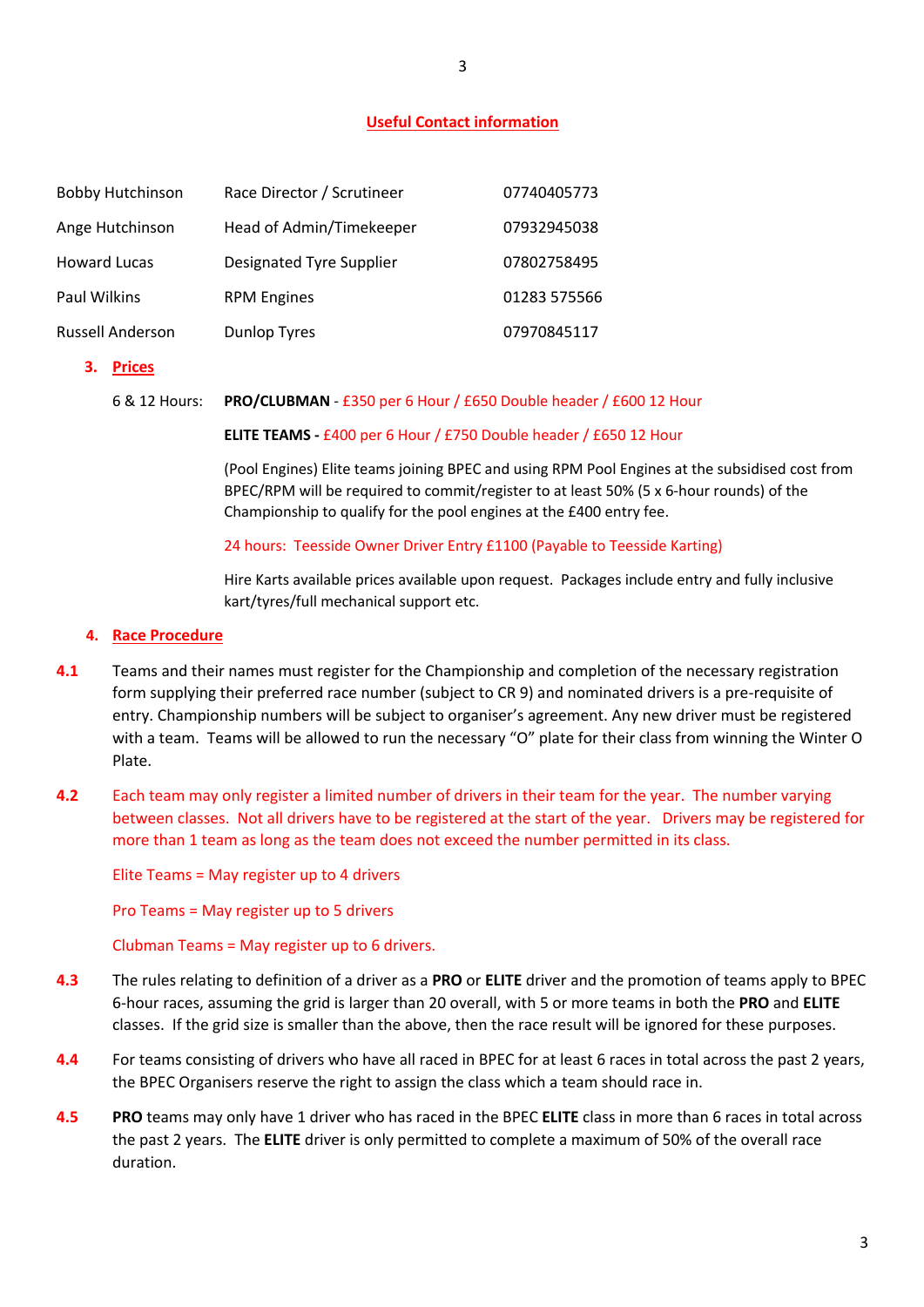## Useful Contact information

| | | |
|---|---|---|
| Bobby Hutchinson | Race Director / Scrutineer | 07740405773 |
| Ange Hutchinson | Head of Admin/Timekeeper | 07932945038 |
| Howard Lucas | Designated Tyre Supplier | 07802758495 |
| Paul Wilkins | RPM Engines | 01283 575566 |
| Russell Anderson | Dunlop Tyres | 07970845117 |

## 3. Prices

6 & 12 Hours: **PRO/CLUBMAN** - £350 per 6 Hour / £650 Double header / £600 12 Hour

**ELITE TEAMS** - £400 per 6 Hour / £750 Double header / £650 12 Hour

(Pool Engines) Elite teams joining BPEC and using RPM Pool Engines at the subsidised cost from BPEC/RPM will be required to commit/register to at least 50% (5 x 6-hour rounds) of the Championship to qualify for the pool engines at the £400 entry fee.

24 hours: Teesside Owner Driver Entry £1100 (Payable to Teesside Karting)

Hire Karts available prices available upon request. Packages include entry and fully inclusive kart/tyres/full mechanical support etc.

## 4. Race Procedure

**4.1** Teams and their names must register for the Championship and completion of the necessary registration form supplying their preferred race number (subject to CR 9) and nominated drivers is a pre-requisite of entry. Championship numbers will be subject to organiser's agreement. Any new driver must be registered with a team. Teams will be allowed to run the necessary "O" plate for their class from winning the Winter O Plate.

**4.2** Each team may only register a limited number of drivers in their team for the year. The number varying between classes. Not all drivers have to be registered at the start of the year. Drivers may be registered for more than 1 team as long as the team does not exceed the number permitted in its class.

Elite Teams = May register up to 4 drivers

Pro Teams = May register up to 5 drivers

Clubman Teams = May register up to 6 drivers.

**4.3** The rules relating to definition of a driver as a **PRO** or **ELITE** driver and the promotion of teams apply to BPEC 6-hour races, assuming the grid is larger than 20 overall, with 5 or more teams in both the **PRO** and **ELITE** classes. If the grid size is smaller than the above, then the race result will be ignored for these purposes.

**4.4** For teams consisting of drivers who have all raced in BPEC for at least 6 races in total across the past 2 years, the BPEC Organisers reserve the right to assign the class which a team should race in.

**4.5** **PRO** teams may only have 1 driver who has raced in the BPEC **ELITE** class in more than 6 races in total across the past 2 years. The **ELITE** driver is only permitted to complete a maximum of 50% of the overall race duration.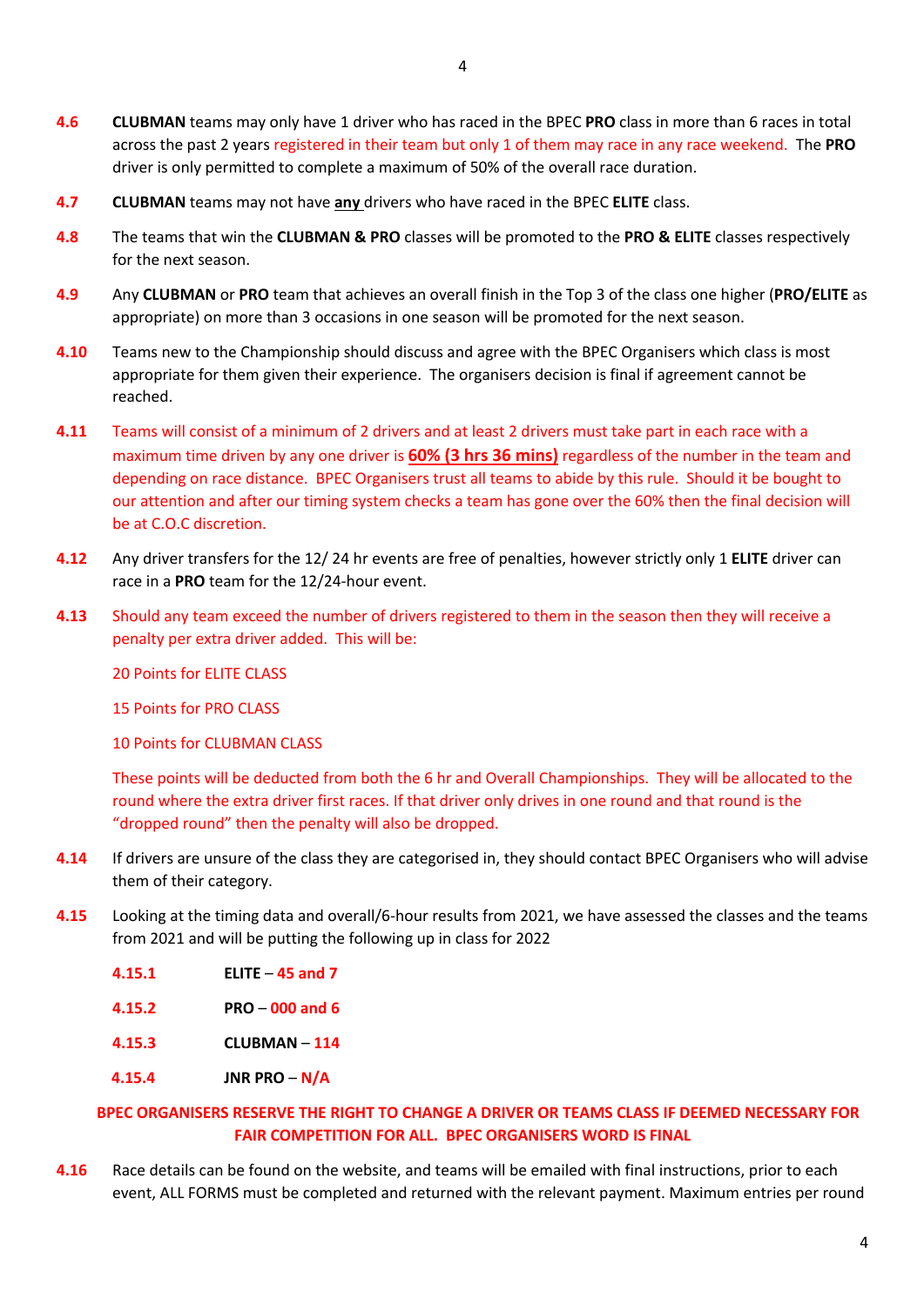**4.6** **CLUBMAN** teams may only have 1 driver who has raced in the BPEC **PRO** class in more than 6 races in total across the past 2 years registered in their team but only 1 of them may race in any race weekend. The **PRO** driver is only permitted to complete a maximum of 50% of the overall race duration.

**4.7** **CLUBMAN** teams may not have **any** drivers who have raced in the BPEC **ELITE** class.

**4.8** The teams that win the **CLUBMAN & PRO** classes will be promoted to the **PRO & ELITE** classes respectively for the next season.

**4.9** Any **CLUBMAN** or **PRO** team that achieves an overall finish in the Top 3 of the class one higher (**PRO/ELITE** as appropriate) on more than 3 occasions in one season will be promoted for the next season.

**4.10** Teams new to the Championship should discuss and agree with the BPEC Organisers which class is most appropriate for them given their experience. The organisers decision is final if agreement cannot be reached.

**4.11** Teams will consist of a minimum of 2 drivers and at least 2 drivers must take part in each race with a maximum time driven by any one driver is **60% (3 hrs 36 mins)** regardless of the number in the team and depending on race distance. BPEC Organisers trust all teams to abide by this rule. Should it be bought to our attention and after our timing system checks a team has gone over the 60% then the final decision will be at C.O.C discretion.

**4.12** Any driver transfers for the 12/ 24 hr events are free of penalties, however strictly only 1 **ELITE** driver can race in a **PRO** team for the 12/24-hour event.

**4.13** Should any team exceed the number of drivers registered to them in the season then they will receive a penalty per extra driver added. This will be:

20 Points for ELITE CLASS

15 Points for PRO CLASS

10 Points for CLUBMAN CLASS

These points will be deducted from both the 6 hr and Overall Championships. They will be allocated to the round where the extra driver first races. If that driver only drives in one round and that round is the "dropped round" then the penalty will also be dropped.

**4.14** If drivers are unsure of the class they are categorised in, they should contact BPEC Organisers who will advise them of their category.

**4.15** Looking at the timing data and overall/6-hour results from 2021, we have assessed the classes and the teams from 2021 and will be putting the following up in class for 2022

**4.15.1** **ELITE** – **45 and 7**

**4.15.2** **PRO** – **000 and 6**

**4.15.3** **CLUBMAN** – **114**

**4.15.4** **JNR PRO** – **N/A**

**BPEC ORGANISERS RESERVE THE RIGHT TO CHANGE A DRIVER OR TEAMS CLASS IF DEEMED NECESSARY FOR FAIR COMPETITION FOR ALL. BPEC ORGANISERS WORD IS FINAL**

**4.16** Race details can be found on the website, and teams will be emailed with final instructions, prior to each event, ALL FORMS must be completed and returned with the relevant payment. Maximum entries per round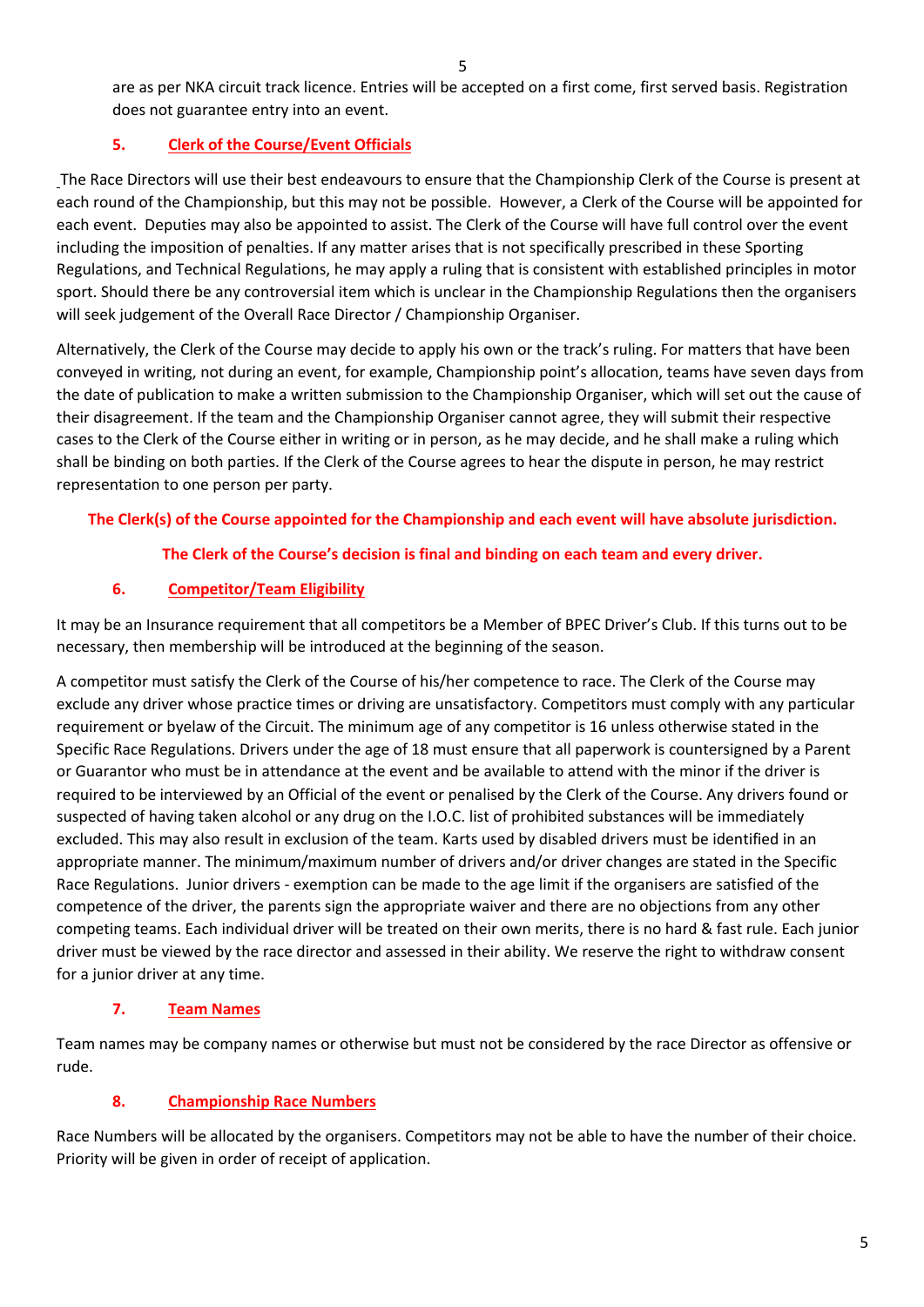are as per NKA circuit track licence. Entries will be accepted on a first come, first served basis. Registration does not guarantee entry into an event.

## 5. Clerk of the Course/Event Officials

The Race Directors will use their best endeavours to ensure that the Championship Clerk of the Course is present at each round of the Championship, but this may not be possible. However, a Clerk of the Course will be appointed for each event. Deputies may also be appointed to assist. The Clerk of the Course will have full control over the event including the imposition of penalties. If any matter arises that is not specifically prescribed in these Sporting Regulations, and Technical Regulations, he may apply a ruling that is consistent with established principles in motor sport. Should there be any controversial item which is unclear in the Championship Regulations then the organisers will seek judgement of the Overall Race Director / Championship Organiser.

Alternatively, the Clerk of the Course may decide to apply his own or the track's ruling. For matters that have been conveyed in writing, not during an event, for example, Championship point's allocation, teams have seven days from the date of publication to make a written submission to the Championship Organiser, which will set out the cause of their disagreement. If the team and the Championship Organiser cannot agree, they will submit their respective cases to the Clerk of the Course either in writing or in person, as he may decide, and he shall make a ruling which shall be binding on both parties. If the Clerk of the Course agrees to hear the dispute in person, he may restrict representation to one person per party.

**The Clerk(s) of the Course appointed for the Championship and each event will have absolute jurisdiction.**

**The Clerk of the Course's decision is final and binding on each team and every driver.**

## 6. Competitor/Team Eligibility

It may be an Insurance requirement that all competitors be a Member of BPEC Driver's Club. If this turns out to be necessary, then membership will be introduced at the beginning of the season.

A competitor must satisfy the Clerk of the Course of his/her competence to race. The Clerk of the Course may exclude any driver whose practice times or driving are unsatisfactory. Competitors must comply with any particular requirement or byelaw of the Circuit. The minimum age of any competitor is 16 unless otherwise stated in the Specific Race Regulations. Drivers under the age of 18 must ensure that all paperwork is countersigned by a Parent or Guarantor who must be in attendance at the event and be available to attend with the minor if the driver is required to be interviewed by an Official of the event or penalised by the Clerk of the Course. Any drivers found or suspected of having taken alcohol or any drug on the I.O.C. list of prohibited substances will be immediately excluded. This may also result in exclusion of the team. Karts used by disabled drivers must be identified in an appropriate manner. The minimum/maximum number of drivers and/or driver changes are stated in the Specific Race Regulations. Junior drivers - exemption can be made to the age limit if the organisers are satisfied of the competence of the driver, the parents sign the appropriate waiver and there are no objections from any other competing teams. Each individual driver will be treated on their own merits, there is no hard & fast rule. Each junior driver must be viewed by the race director and assessed in their ability. We reserve the right to withdraw consent for a junior driver at any time.

## 7. Team Names

Team names may be company names or otherwise but must not be considered by the race Director as offensive or rude.

## 8. Championship Race Numbers

Race Numbers will be allocated by the organisers. Competitors may not be able to have the number of their choice. Priority will be given in order of receipt of application.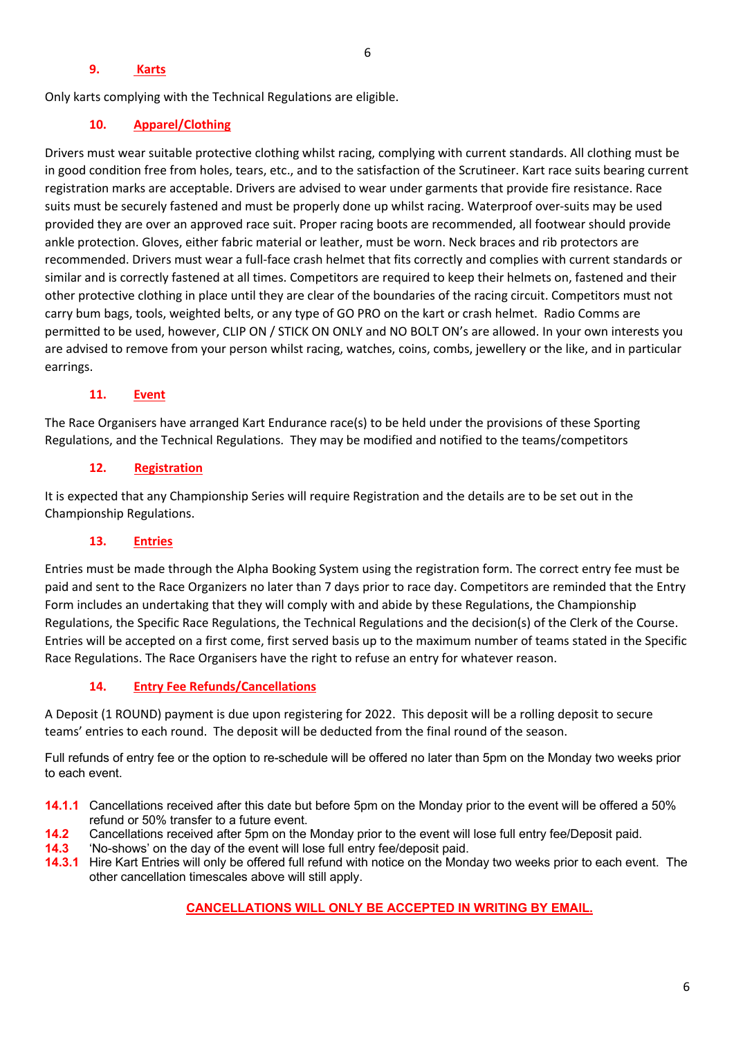## 9. Karts

Only karts complying with the Technical Regulations are eligible.

## 10. Apparel/Clothing

Drivers must wear suitable protective clothing whilst racing, complying with current standards. All clothing must be in good condition free from holes, tears, etc., and to the satisfaction of the Scrutineer. Kart race suits bearing current registration marks are acceptable. Drivers are advised to wear under garments that provide fire resistance. Race suits must be securely fastened and must be properly done up whilst racing. Waterproof over-suits may be used provided they are over an approved race suit. Proper racing boots are recommended, all footwear should provide ankle protection. Gloves, either fabric material or leather, must be worn. Neck braces and rib protectors are recommended. Drivers must wear a full-face crash helmet that fits correctly and complies with current standards or similar and is correctly fastened at all times. Competitors are required to keep their helmets on, fastened and their other protective clothing in place until they are clear of the boundaries of the racing circuit. Competitors must not carry bum bags, tools, weighted belts, or any type of GO PRO on the kart or crash helmet. Radio Comms are permitted to be used, however, CLIP ON / STICK ON ONLY and NO BOLT ON's are allowed. In your own interests you are advised to remove from your person whilst racing, watches, coins, combs, jewellery or the like, and in particular earrings.

## 11. Event

The Race Organisers have arranged Kart Endurance race(s) to be held under the provisions of these Sporting Regulations, and the Technical Regulations. They may be modified and notified to the teams/competitors

## 12. Registration

It is expected that any Championship Series will require Registration and the details are to be set out in the Championship Regulations.

## 13. Entries

Entries must be made through the Alpha Booking System using the registration form. The correct entry fee must be paid and sent to the Race Organizers no later than 7 days prior to race day. Competitors are reminded that the Entry Form includes an undertaking that they will comply with and abide by these Regulations, the Championship Regulations, the Specific Race Regulations, the Technical Regulations and the decision(s) of the Clerk of the Course. Entries will be accepted on a first come, first served basis up to the maximum number of teams stated in the Specific Race Regulations. The Race Organisers have the right to refuse an entry for whatever reason.

## 14. Entry Fee Refunds/Cancellations

A Deposit (1 ROUND) payment is due upon registering for 2022. This deposit will be a rolling deposit to secure teams' entries to each round. The deposit will be deducted from the final round of the season.

Full refunds of entry fee or the option to re-schedule will be offered no later than 5pm on the Monday two weeks prior to each event.

**14.1.1** Cancellations received after this date but before 5pm on the Monday prior to the event will be offered a 50% refund or 50% transfer to a future event.

**14.2** Cancellations received after 5pm on the Monday prior to the event will lose full entry fee/Deposit paid.

**14.3** 'No-shows' on the day of the event will lose full entry fee/deposit paid.

**14.3.1** Hire Kart Entries will only be offered full refund with notice on the Monday two weeks prior to each event. The other cancellation timescales above will still apply.

**CANCELLATIONS WILL ONLY BE ACCEPTED IN WRITING BY EMAIL.**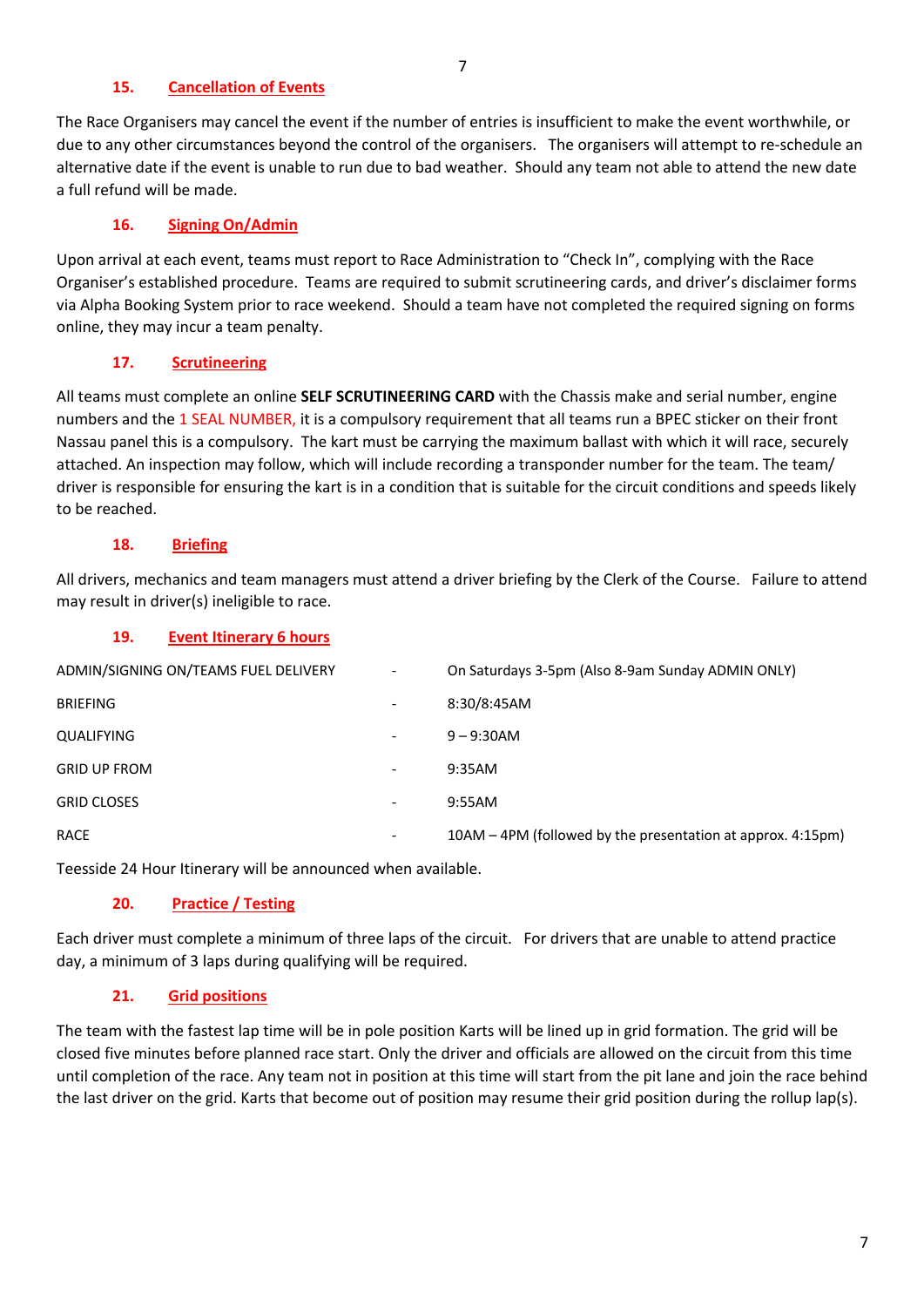## 15. Cancellation of Events

The Race Organisers may cancel the event if the number of entries is insufficient to make the event worthwhile, or due to any other circumstances beyond the control of the organisers. The organisers will attempt to re-schedule an alternative date if the event is unable to run due to bad weather. Should any team not able to attend the new date a full refund will be made.

## 16. Signing On/Admin

Upon arrival at each event, teams must report to Race Administration to "Check In", complying with the Race Organiser's established procedure. Teams are required to submit scrutineering cards, and driver's disclaimer forms via Alpha Booking System prior to race weekend. Should a team have not completed the required signing on forms online, they may incur a team penalty.

## 17. Scrutineering

All teams must complete an online **SELF SCRUTINEERING CARD** with the Chassis make and serial number, engine numbers and the 1 SEAL NUMBER, it is a compulsory requirement that all teams run a BPEC sticker on their front Nassau panel this is a compulsory. The kart must be carrying the maximum ballast with which it will race, securely attached. An inspection may follow, which will include recording a transponder number for the team. The team/ driver is responsible for ensuring the kart is in a condition that is suitable for the circuit conditions and speeds likely to be reached.

## 18. Briefing

All drivers, mechanics and team managers must attend a driver briefing by the Clerk of the Course. Failure to attend may result in driver(s) ineligible to race.

## 19. Event Itinerary 6 hours

| | | |
|---|---|---|
| ADMIN/SIGNING ON/TEAMS FUEL DELIVERY | - | On Saturdays 3-5pm (Also 8-9am Sunday ADMIN ONLY) |
| BRIEFING | - | 8:30/8:45AM |
| QUALIFYING | - | 9 – 9:30AM |
| GRID UP FROM | - | 9:35AM |
| GRID CLOSES | - | 9:55AM |
| RACE | - | 10AM – 4PM (followed by the presentation at approx. 4:15pm) |

Teesside 24 Hour Itinerary will be announced when available.

## 20. Practice / Testing

Each driver must complete a minimum of three laps of the circuit. For drivers that are unable to attend practice day, a minimum of 3 laps during qualifying will be required.

## 21. Grid positions

The team with the fastest lap time will be in pole position Karts will be lined up in grid formation. The grid will be closed five minutes before planned race start. Only the driver and officials are allowed on the circuit from this time until completion of the race. Any team not in position at this time will start from the pit lane and join the race behind the last driver on the grid. Karts that become out of position may resume their grid position during the rollup lap(s).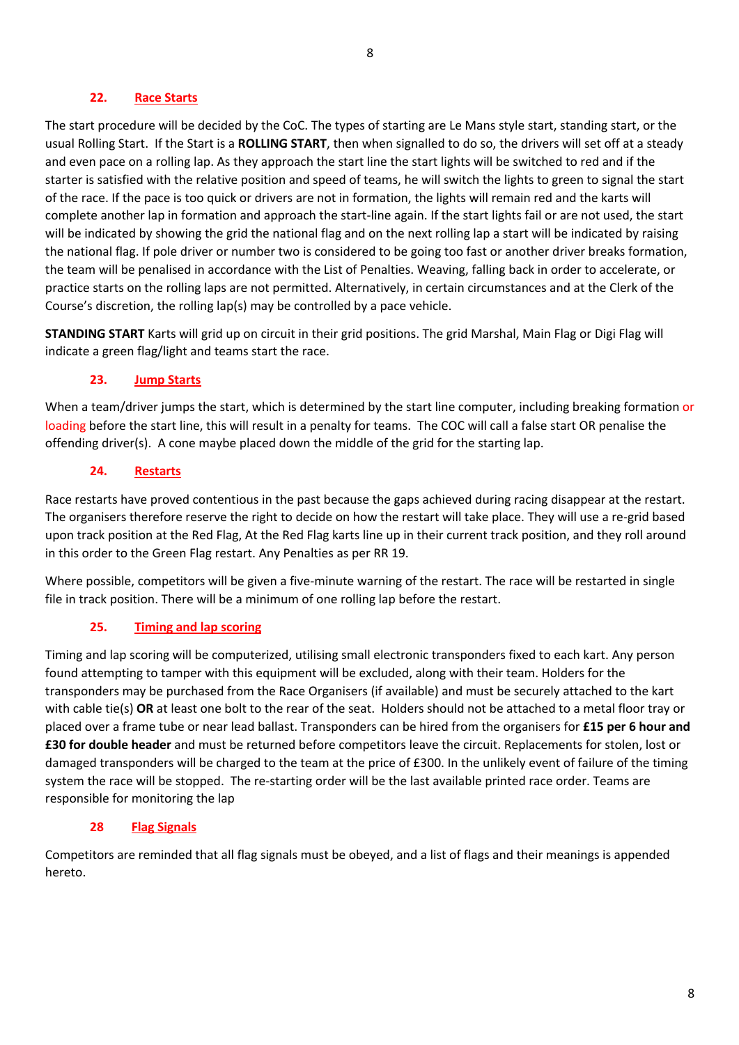## 22. Race Starts

The start procedure will be decided by the CoC. The types of starting are Le Mans style start, standing start, or the usual Rolling Start. If the Start is a **ROLLING START**, then when signalled to do so, the drivers will set off at a steady and even pace on a rolling lap. As they approach the start line the start lights will be switched to red and if the starter is satisfied with the relative position and speed of teams, he will switch the lights to green to signal the start of the race. If the pace is too quick or drivers are not in formation, the lights will remain red and the karts will complete another lap in formation and approach the start-line again. If the start lights fail or are not used, the start will be indicated by showing the grid the national flag and on the next rolling lap a start will be indicated by raising the national flag. If pole driver or number two is considered to be going too fast or another driver breaks formation, the team will be penalised in accordance with the List of Penalties. Weaving, falling back in order to accelerate, or practice starts on the rolling laps are not permitted. Alternatively, in certain circumstances and at the Clerk of the Course's discretion, the rolling lap(s) may be controlled by a pace vehicle.

**STANDING START** Karts will grid up on circuit in their grid positions. The grid Marshal, Main Flag or Digi Flag will indicate a green flag/light and teams start the race.

## 23. Jump Starts

When a team/driver jumps the start, which is determined by the start line computer, including breaking formation or loading before the start line, this will result in a penalty for teams. The COC will call a false start OR penalise the offending driver(s). A cone maybe placed down the middle of the grid for the starting lap.

## 24. Restarts

Race restarts have proved contentious in the past because the gaps achieved during racing disappear at the restart. The organisers therefore reserve the right to decide on how the restart will take place. They will use a re-grid based upon track position at the Red Flag, At the Red Flag karts line up in their current track position, and they roll around in this order to the Green Flag restart. Any Penalties as per RR 19.

Where possible, competitors will be given a five-minute warning of the restart. The race will be restarted in single file in track position. There will be a minimum of one rolling lap before the restart.

## 25. Timing and lap scoring

Timing and lap scoring will be computerized, utilising small electronic transponders fixed to each kart. Any person found attempting to tamper with this equipment will be excluded, along with their team. Holders for the transponders may be purchased from the Race Organisers (if available) and must be securely attached to the kart with cable tie(s) **OR** at least one bolt to the rear of the seat. Holders should not be attached to a metal floor tray or placed over a frame tube or near lead ballast. Transponders can be hired from the organisers for **£15 per 6 hour and £30 for double header** and must be returned before competitors leave the circuit. Replacements for stolen, lost or damaged transponders will be charged to the team at the price of £300. In the unlikely event of failure of the timing system the race will be stopped. The re-starting order will be the last available printed race order. Teams are responsible for monitoring the lap

## 28 Flag Signals

Competitors are reminded that all flag signals must be obeyed, and a list of flags and their meanings is appended hereto.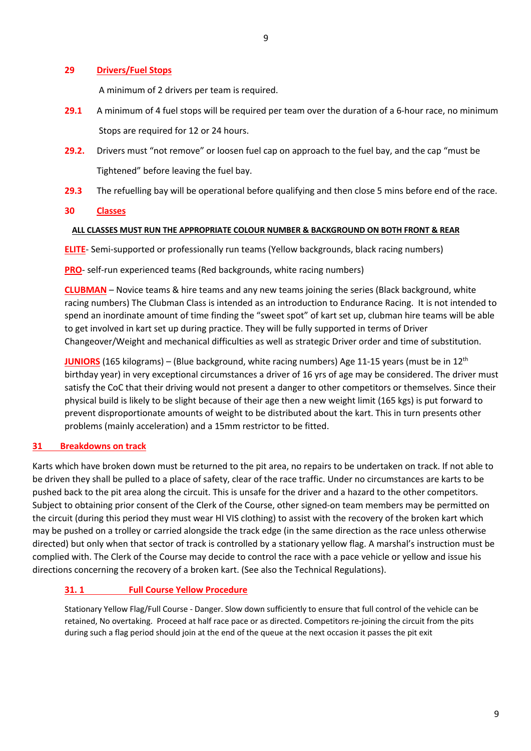## 29 Drivers/Fuel Stops

A minimum of 2 drivers per team is required.

**29.1** A minimum of 4 fuel stops will be required per team over the duration of a 6-hour race, no minimum Stops are required for 12 or 24 hours.

**29.2.** Drivers must "not remove" or loosen fuel cap on approach to the fuel bay, and the cap "must be Tightened" before leaving the fuel bay.

**29.3** The refuelling bay will be operational before qualifying and then close 5 mins before end of the race.

## 30 Classes

**ALL CLASSES MUST RUN THE APPROPRIATE COLOUR NUMBER & BACKGROUND ON BOTH FRONT & REAR**

**ELITE**- Semi-supported or professionally run teams (Yellow backgrounds, black racing numbers)

**PRO**- self-run experienced teams (Red backgrounds, white racing numbers)

**CLUBMAN** – Novice teams & hire teams and any new teams joining the series (Black background, white racing numbers) The Clubman Class is intended as an introduction to Endurance Racing. It is not intended to spend an inordinate amount of time finding the "sweet spot" of kart set up, clubman hire teams will be able to get involved in kart set up during practice. They will be fully supported in terms of Driver Changeover/Weight and mechanical difficulties as well as strategic Driver order and time of substitution.

**JUNIORS** (165 kilograms) – (Blue background, white racing numbers) Age 11-15 years (must be in 12th birthday year) in very exceptional circumstances a driver of 16 yrs of age may be considered. The driver must satisfy the CoC that their driving would not present a danger to other competitors or themselves. Since their physical build is likely to be slight because of their age then a new weight limit (165 kgs) is put forward to prevent disproportionate amounts of weight to be distributed about the kart. This in turn presents other problems (mainly acceleration) and a 15mm restrictor to be fitted.

## 31 Breakdowns on track

Karts which have broken down must be returned to the pit area, no repairs to be undertaken on track. If not able to be driven they shall be pulled to a place of safety, clear of the race traffic. Under no circumstances are karts to be pushed back to the pit area along the circuit. This is unsafe for the driver and a hazard to the other competitors. Subject to obtaining prior consent of the Clerk of the Course, other signed-on team members may be permitted on the circuit (during this period they must wear HI VIS clothing) to assist with the recovery of the broken kart which may be pushed on a trolley or carried alongside the track edge (in the same direction as the race unless otherwise directed) but only when that sector of track is controlled by a stationary yellow flag. A marshal's instruction must be complied with. The Clerk of the Course may decide to control the race with a pace vehicle or yellow and issue his directions concerning the recovery of a broken kart. (See also the Technical Regulations).

### 31. 1 Full Course Yellow Procedure

Stationary Yellow Flag/Full Course - Danger. Slow down sufficiently to ensure that full control of the vehicle can be retained, No overtaking. Proceed at half race pace or as directed. Competitors re-joining the circuit from the pits during such a flag period should join at the end of the queue at the next occasion it passes the pit exit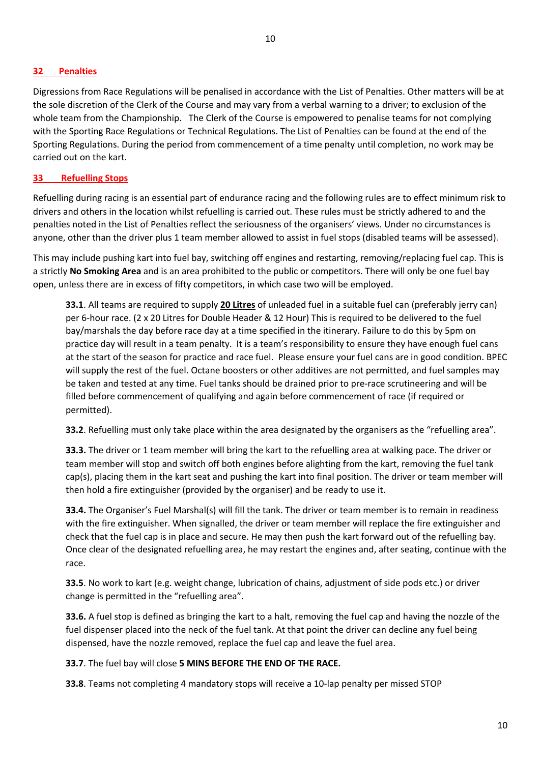## 32 Penalties

Digressions from Race Regulations will be penalised in accordance with the List of Penalties. Other matters will be at the sole discretion of the Clerk of the Course and may vary from a verbal warning to a driver; to exclusion of the whole team from the Championship. The Clerk of the Course is empowered to penalise teams for not complying with the Sporting Race Regulations or Technical Regulations. The List of Penalties can be found at the end of the Sporting Regulations. During the period from commencement of a time penalty until completion, no work may be carried out on the kart.

## 33 Refuelling Stops

Refuelling during racing is an essential part of endurance racing and the following rules are to effect minimum risk to drivers and others in the location whilst refuelling is carried out. These rules must be strictly adhered to and the penalties noted in the List of Penalties reflect the seriousness of the organisers' views. Under no circumstances is anyone, other than the driver plus 1 team member allowed to assist in fuel stops (disabled teams will be assessed).

This may include pushing kart into fuel bay, switching off engines and restarting, removing/replacing fuel cap. This is a strictly **No Smoking Area** and is an area prohibited to the public or competitors. There will only be one fuel bay open, unless there are in excess of fifty competitors, in which case two will be employed.

**33.1**. All teams are required to supply **20 Litres** of unleaded fuel in a suitable fuel can (preferably jerry can) per 6-hour race. (2 x 20 Litres for Double Header & 12 Hour) This is required to be delivered to the fuel bay/marshals the day before race day at a time specified in the itinerary. Failure to do this by 5pm on practice day will result in a team penalty. It is a team's responsibility to ensure they have enough fuel cans at the start of the season for practice and race fuel. Please ensure your fuel cans are in good condition. BPEC will supply the rest of the fuel. Octane boosters or other additives are not permitted, and fuel samples may be taken and tested at any time. Fuel tanks should be drained prior to pre-race scrutineering and will be filled before commencement of qualifying and again before commencement of race (if required or permitted).

**33.2**. Refuelling must only take place within the area designated by the organisers as the "refuelling area".

**33.3.** The driver or 1 team member will bring the kart to the refuelling area at walking pace. The driver or team member will stop and switch off both engines before alighting from the kart, removing the fuel tank cap(s), placing them in the kart seat and pushing the kart into final position. The driver or team member will then hold a fire extinguisher (provided by the organiser) and be ready to use it.

**33.4.** The Organiser's Fuel Marshal(s) will fill the tank. The driver or team member is to remain in readiness with the fire extinguisher. When signalled, the driver or team member will replace the fire extinguisher and check that the fuel cap is in place and secure. He may then push the kart forward out of the refuelling bay. Once clear of the designated refuelling area, he may restart the engines and, after seating, continue with the race.

**33.5**. No work to kart (e.g. weight change, lubrication of chains, adjustment of side pods etc.) or driver change is permitted in the "refuelling area".

**33.6.** A fuel stop is defined as bringing the kart to a halt, removing the fuel cap and having the nozzle of the fuel dispenser placed into the neck of the fuel tank. At that point the driver can decline any fuel being dispensed, have the nozzle removed, replace the fuel cap and leave the fuel area.

**33.7**. The fuel bay will close **5 MINS BEFORE THE END OF THE RACE.**

**33.8**. Teams not completing 4 mandatory stops will receive a 10-lap penalty per missed STOP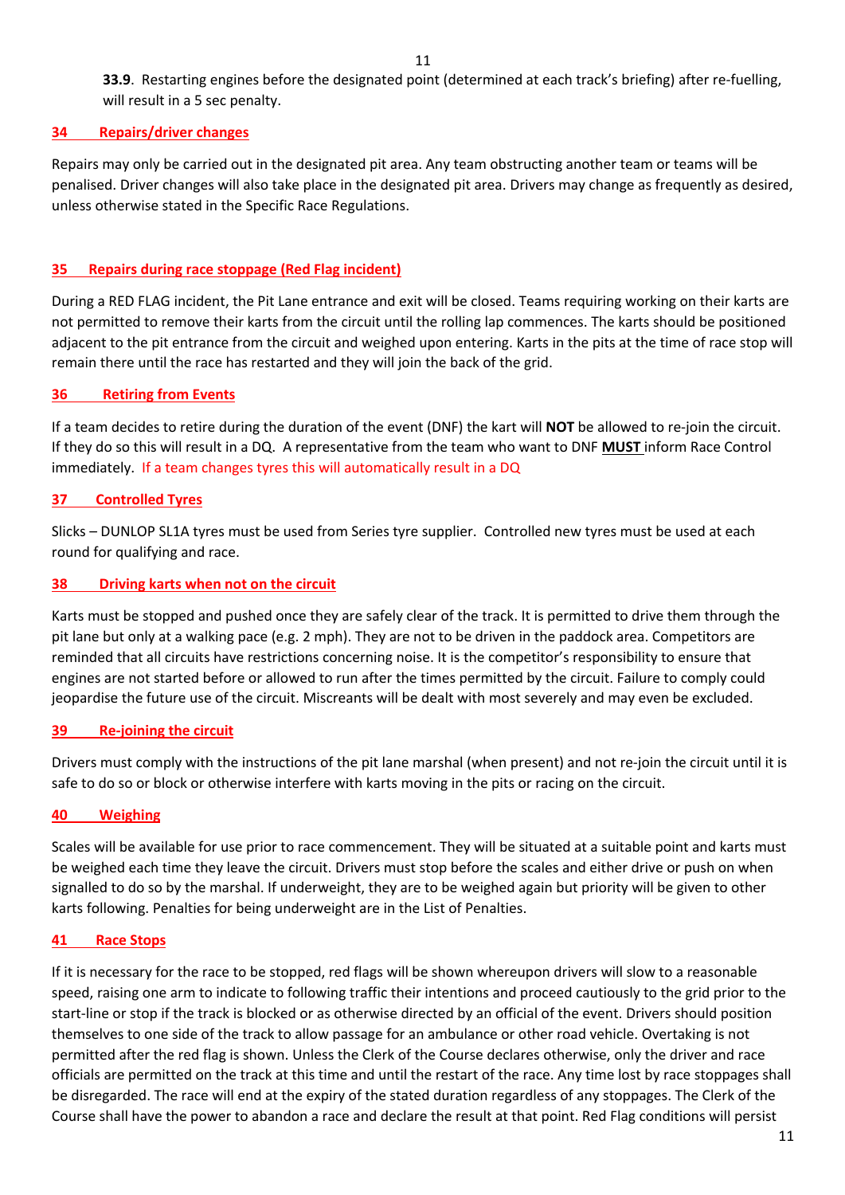**33.9**. Restarting engines before the designated point (determined at each track's briefing) after re-fuelling, will result in a 5 sec penalty.

## 34 Repairs/driver changes

Repairs may only be carried out in the designated pit area. Any team obstructing another team or teams will be penalised. Driver changes will also take place in the designated pit area. Drivers may change as frequently as desired, unless otherwise stated in the Specific Race Regulations.

## 35 Repairs during race stoppage (Red Flag incident)

During a RED FLAG incident, the Pit Lane entrance and exit will be closed. Teams requiring working on their karts are not permitted to remove their karts from the circuit until the rolling lap commences. The karts should be positioned adjacent to the pit entrance from the circuit and weighed upon entering. Karts in the pits at the time of race stop will remain there until the race has restarted and they will join the back of the grid.

## 36 Retiring from Events

If a team decides to retire during the duration of the event (DNF) the kart will **NOT** be allowed to re-join the circuit. If they do so this will result in a DQ. A representative from the team who want to DNF **MUST** inform Race Control immediately. If a team changes tyres this will automatically result in a DQ

## 37 Controlled Tyres

Slicks – DUNLOP SL1A tyres must be used from Series tyre supplier. Controlled new tyres must be used at each round for qualifying and race.

## 38 Driving karts when not on the circuit

Karts must be stopped and pushed once they are safely clear of the track. It is permitted to drive them through the pit lane but only at a walking pace (e.g. 2 mph). They are not to be driven in the paddock area. Competitors are reminded that all circuits have restrictions concerning noise. It is the competitor's responsibility to ensure that engines are not started before or allowed to run after the times permitted by the circuit. Failure to comply could jeopardise the future use of the circuit. Miscreants will be dealt with most severely and may even be excluded.

## 39 Re-joining the circuit

Drivers must comply with the instructions of the pit lane marshal (when present) and not re-join the circuit until it is safe to do so or block or otherwise interfere with karts moving in the pits or racing on the circuit.

## 40 Weighing

Scales will be available for use prior to race commencement. They will be situated at a suitable point and karts must be weighed each time they leave the circuit. Drivers must stop before the scales and either drive or push on when signalled to do so by the marshal. If underweight, they are to be weighed again but priority will be given to other karts following. Penalties for being underweight are in the List of Penalties.

## 41 Race Stops

If it is necessary for the race to be stopped, red flags will be shown whereupon drivers will slow to a reasonable speed, raising one arm to indicate to following traffic their intentions and proceed cautiously to the grid prior to the start-line or stop if the track is blocked or as otherwise directed by an official of the event. Drivers should position themselves to one side of the track to allow passage for an ambulance or other road vehicle. Overtaking is not permitted after the red flag is shown. Unless the Clerk of the Course declares otherwise, only the driver and race officials are permitted on the track at this time and until the restart of the race. Any time lost by race stoppages shall be disregarded. The race will end at the expiry of the stated duration regardless of any stoppages. The Clerk of the Course shall have the power to abandon a race and declare the result at that point. Red Flag conditions will persist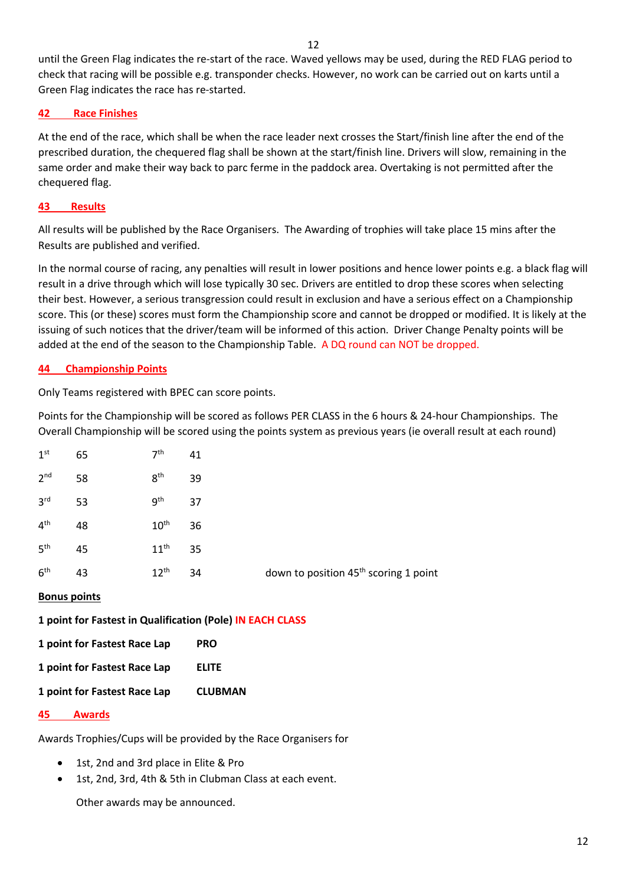until the Green Flag indicates the re-start of the race. Waved yellows may be used, during the RED FLAG period to check that racing will be possible e.g. transponder checks. However, no work can be carried out on karts until a Green Flag indicates the race has re-started.

## 42 Race Finishes

At the end of the race, which shall be when the race leader next crosses the Start/finish line after the end of the prescribed duration, the chequered flag shall be shown at the start/finish line. Drivers will slow, remaining in the same order and make their way back to parc ferme in the paddock area. Overtaking is not permitted after the chequered flag.

## 43 Results

All results will be published by the Race Organisers. The Awarding of trophies will take place 15 mins after the Results are published and verified.

In the normal course of racing, any penalties will result in lower positions and hence lower points e.g. a black flag will result in a drive through which will lose typically 30 sec. Drivers are entitled to drop these scores when selecting their best. However, a serious transgression could result in exclusion and have a serious effect on a Championship score. This (or these) scores must form the Championship score and cannot be dropped or modified. It is likely at the issuing of such notices that the driver/team will be informed of this action. Driver Change Penalty points will be added at the end of the season to the Championship Table. A DQ round can NOT be dropped.

## 44 Championship Points

Only Teams registered with BPEC can score points.

Points for the Championship will be scored as follows PER CLASS in the 6 hours & 24-hour Championships. The Overall Championship will be scored using the points system as previous years (ie overall result at each round)

| | | | | |
|---|---|---|---|---|
| 1st | 65 | 7th | 41 | |
| 2nd | 58 | 8th | 39 | |
| 3rd | 53 | 9th | 37 | |
| 4th | 48 | 10th | 36 | |
| 5th | 45 | 11th | 35 | |
| 6th | 43 | 12th | 34 | down to position 45th scoring 1 point |

**Bonus points**

**1 point for Fastest in Qualification (Pole) IN EACH CLASS**

**1 point for Fastest Race Lap PRO**

**1 point for Fastest Race Lap ELITE**

**1 point for Fastest Race Lap CLUBMAN**

## 45 Awards

Awards Trophies/Cups will be provided by the Race Organisers for

- 1st, 2nd and 3rd place in Elite & Pro
- 1st, 2nd, 3rd, 4th & 5th in Clubman Class at each event.

Other awards may be announced.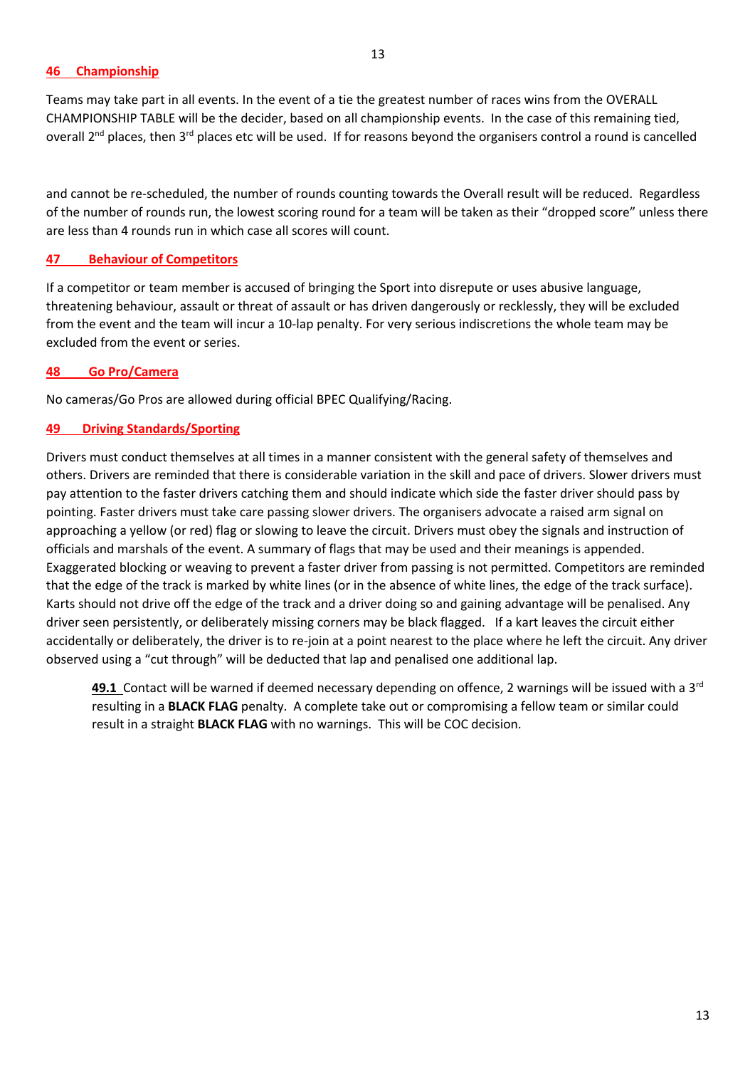## 46 Championship

Teams may take part in all events. In the event of a tie the greatest number of races wins from the OVERALL CHAMPIONSHIP TABLE will be the decider, based on all championship events. In the case of this remaining tied, overall 2nd places, then 3rd places etc will be used. If for reasons beyond the organisers control a round is cancelled and cannot be re-scheduled, the number of rounds counting towards the Overall result will be reduced. Regardless of the number of rounds run, the lowest scoring round for a team will be taken as their "dropped score" unless there are less than 4 rounds run in which case all scores will count.

## 47 Behaviour of Competitors

If a competitor or team member is accused of bringing the Sport into disrepute or uses abusive language, threatening behaviour, assault or threat of assault or has driven dangerously or recklessly, they will be excluded from the event and the team will incur a 10-lap penalty. For very serious indiscretions the whole team may be excluded from the event or series.

## 48 Go Pro/Camera

No cameras/Go Pros are allowed during official BPEC Qualifying/Racing.

## 49 Driving Standards/Sporting

Drivers must conduct themselves at all times in a manner consistent with the general safety of themselves and others. Drivers are reminded that there is considerable variation in the skill and pace of drivers. Slower drivers must pay attention to the faster drivers catching them and should indicate which side the faster driver should pass by pointing. Faster drivers must take care passing slower drivers. The organisers advocate a raised arm signal on approaching a yellow (or red) flag or slowing to leave the circuit. Drivers must obey the signals and instruction of officials and marshals of the event. A summary of flags that may be used and their meanings is appended. Exaggerated blocking or weaving to prevent a faster driver from passing is not permitted. Competitors are reminded that the edge of the track is marked by white lines (or in the absence of white lines, the edge of the track surface). Karts should not drive off the edge of the track and a driver doing so and gaining advantage will be penalised. Any driver seen persistently, or deliberately missing corners may be black flagged. If a kart leaves the circuit either accidentally or deliberately, the driver is to re-join at a point nearest to the place where he left the circuit. Any driver observed using a "cut through" will be deducted that lap and penalised one additional lap.

**49.1** Contact will be warned if deemed necessary depending on offence, 2 warnings will be issued with a 3rd resulting in a **BLACK FLAG** penalty. A complete take out or compromising a fellow team or similar could result in a straight **BLACK FLAG** with no warnings. This will be COC decision.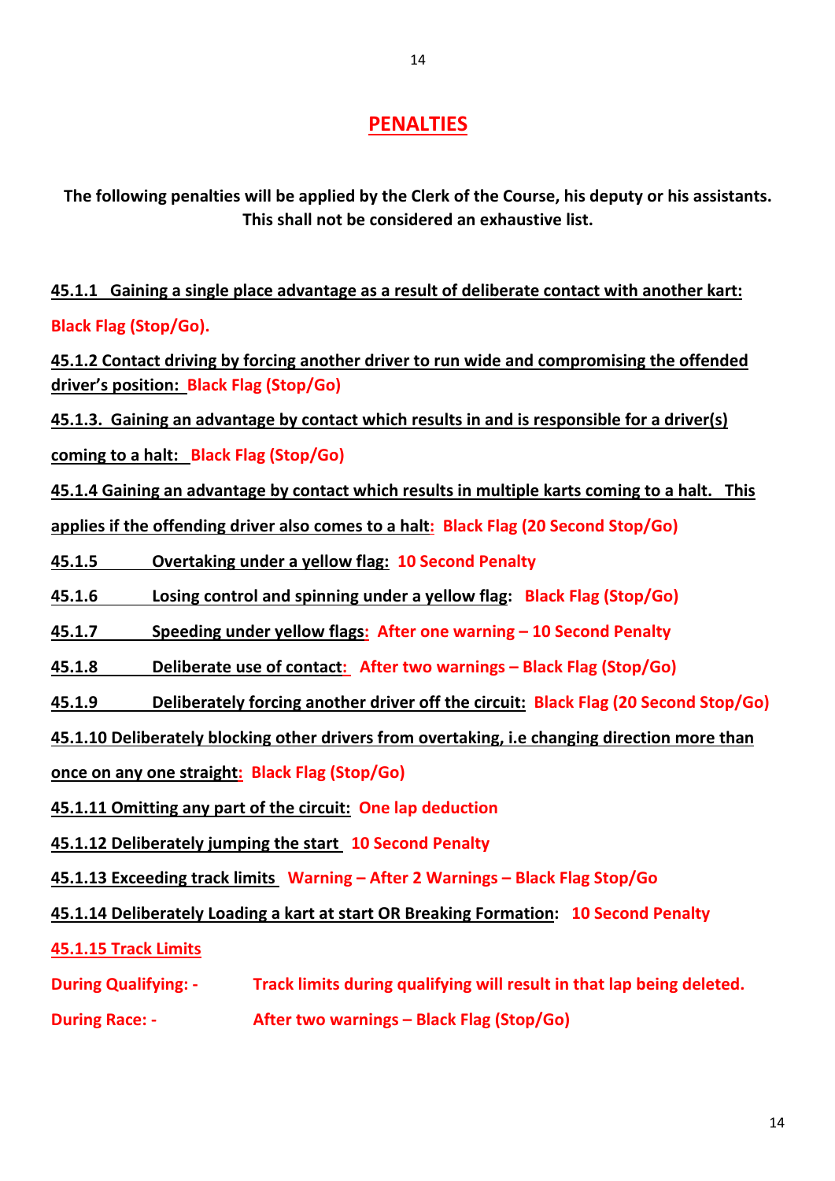# PENALTIES

**The following penalties will be applied by the Clerk of the Course, his deputy or his assistants. This shall not be considered an exhaustive list.**

**45.1.1 Gaining a single place advantage as a result of deliberate contact with another kart:** **Black Flag (Stop/Go).**

**45.1.2 Contact driving by forcing another driver to run wide and compromising the offended driver's position:** **Black Flag (Stop/Go)**

**45.1.3. Gaining an advantage by contact which results in and is responsible for a driver(s) coming to a halt:** **Black Flag (Stop/Go)**

**45.1.4 Gaining an advantage by contact which results in multiple karts coming to a halt. This applies if the offending driver also comes to a halt:** **Black Flag (20 Second Stop/Go)**

**45.1.5 Overtaking under a yellow flag:** **10 Second Penalty**

**45.1.6 Losing control and spinning under a yellow flag:** **Black Flag (Stop/Go)**

**45.1.7 Speeding under yellow flags:** **After one warning – 10 Second Penalty**

**45.1.8 Deliberate use of contact:** **After two warnings – Black Flag (Stop/Go)**

**45.1.9 Deliberately forcing another driver off the circuit:** **Black Flag (20 Second Stop/Go)**

**45.1.10 Deliberately blocking other drivers from overtaking, i.e changing direction more than once on any one straight:** **Black Flag (Stop/Go)**

**45.1.11 Omitting any part of the circuit:** **One lap deduction**

**45.1.12 Deliberately jumping the start** **10 Second Penalty**

**45.1.13 Exceeding track limits** **Warning – After 2 Warnings – Black Flag Stop/Go**

**45.1.14 Deliberately Loading a kart at start OR Breaking Formation:** **10 Second Penalty**

**45.1.15 Track Limits**

**During Qualifying: -** **Track limits during qualifying will result in that lap being deleted.**

**During Race: -** **After two warnings – Black Flag (Stop/Go)**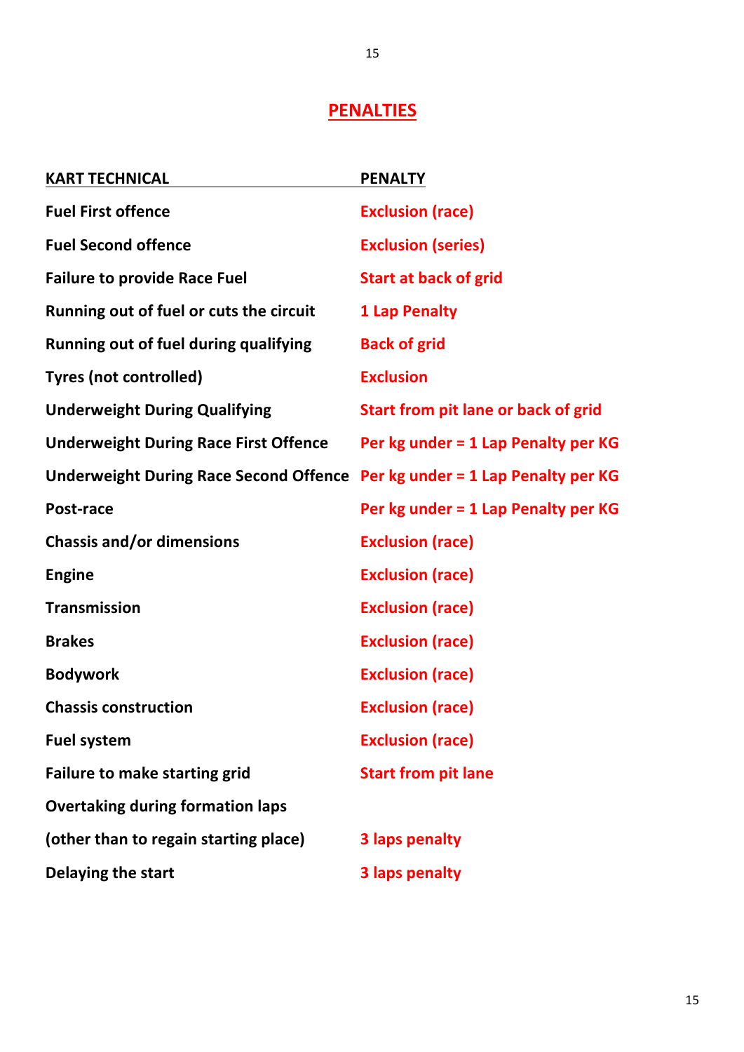# PENALTIES

| KART TECHNICAL | PENALTY |
| --- | --- |
| Fuel First offence | Exclusion (race) |
| Fuel Second offence | Exclusion (series) |
| Failure to provide Race Fuel | Start at back of grid |
| Running out of fuel or cuts the circuit | 1 Lap Penalty |
| Running out of fuel during qualifying | Back of grid |
| Tyres (not controlled) | Exclusion |
| Underweight During Qualifying | Start from pit lane or back of grid |
| Underweight During Race First Offence | Per kg under = 1 Lap Penalty per KG |
| Underweight During Race Second Offence | Per kg under = 1 Lap Penalty per KG |
| Post-race | Per kg under = 1 Lap Penalty per KG |
| Chassis and/or dimensions | Exclusion (race) |
| Engine | Exclusion (race) |
| Transmission | Exclusion (race) |
| Brakes | Exclusion (race) |
| Bodywork | Exclusion (race) |
| Chassis construction | Exclusion (race) |
| Fuel system | Exclusion (race) |
| Failure to make starting grid | Start from pit lane |
| Overtaking during formation laps (other than to regain starting place) | 3 laps penalty |
| Delaying the start | 3 laps penalty |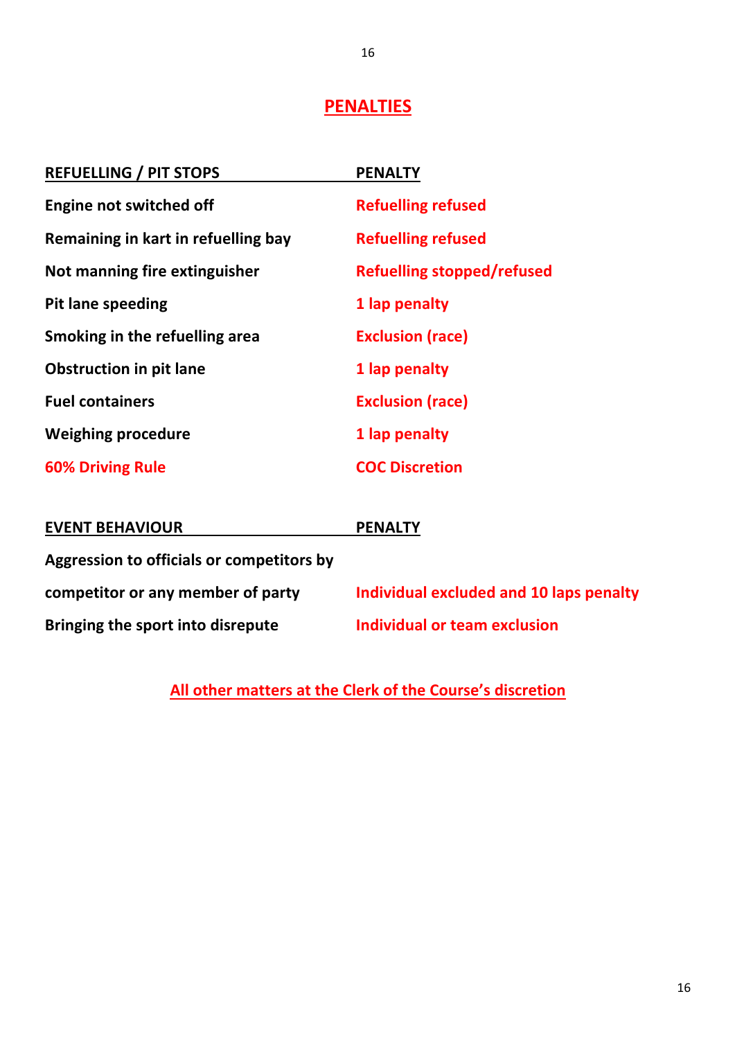## PENALTIES

| REFUELLING / PIT STOPS | PENALTY |
| --- | --- |
| Engine not switched off | Refuelling refused |
| Remaining in kart in refuelling bay | Refuelling refused |
| Not manning fire extinguisher | Refuelling stopped/refused |
| Pit lane speeding | 1 lap penalty |
| Smoking in the refuelling area | Exclusion (race) |
| Obstruction in pit lane | 1 lap penalty |
| Fuel containers | Exclusion (race) |
| Weighing procedure | 1 lap penalty |
| 60% Driving Rule | COC Discretion |

| EVENT BEHAVIOUR | PENALTY |
| --- | --- |
| Aggression to officials or competitors by competitor or any member of party | Individual excluded and 10 laps penalty |
| Bringing the sport into disrepute | Individual or team exclusion |

**All other matters at the Clerk of the Course's discretion**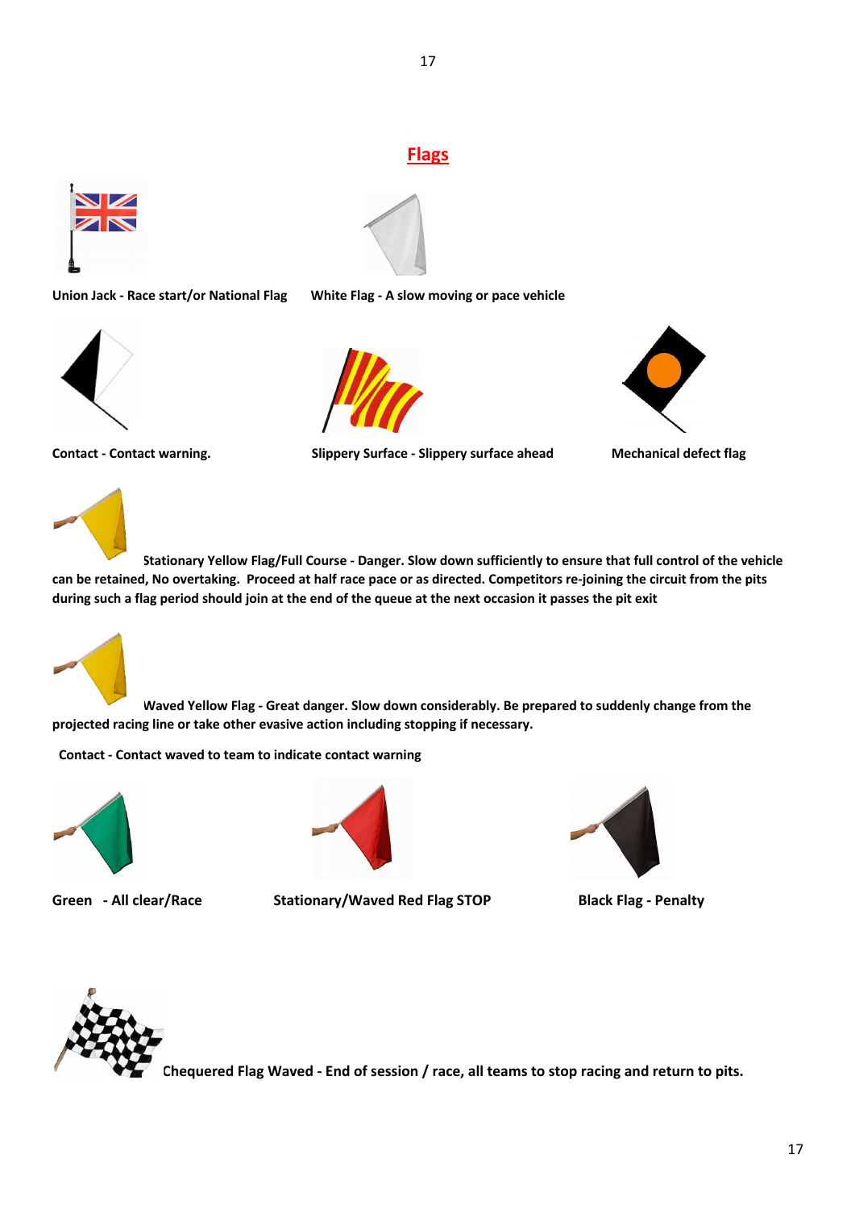# Flags

**Union Jack - Race start/or National Flag**

**White Flag - A slow moving or pace vehicle**

**Contact - Contact warning.**

**Slippery Surface - Slippery surface ahead**

**Mechanical defect flag**

**Stationary Yellow Flag/Full Course - Danger. Slow down sufficiently to ensure that full control of the vehicle can be retained, No overtaking. Proceed at half race pace or as directed. Competitors re-joining the circuit from the pits during such a flag period should join at the end of the queue at the next occasion it passes the pit exit**

**Waved Yellow Flag - Great danger. Slow down considerably. Be prepared to suddenly change from the projected racing line or take other evasive action including stopping if necessary.**

**Contact - Contact waved to team to indicate contact warning**

**Green - All clear/Race**

**Stationary/Waved Red Flag STOP**

**Black Flag - Penalty**

**Chequered Flag Waved - End of session / race, all teams to stop racing and return to pits.**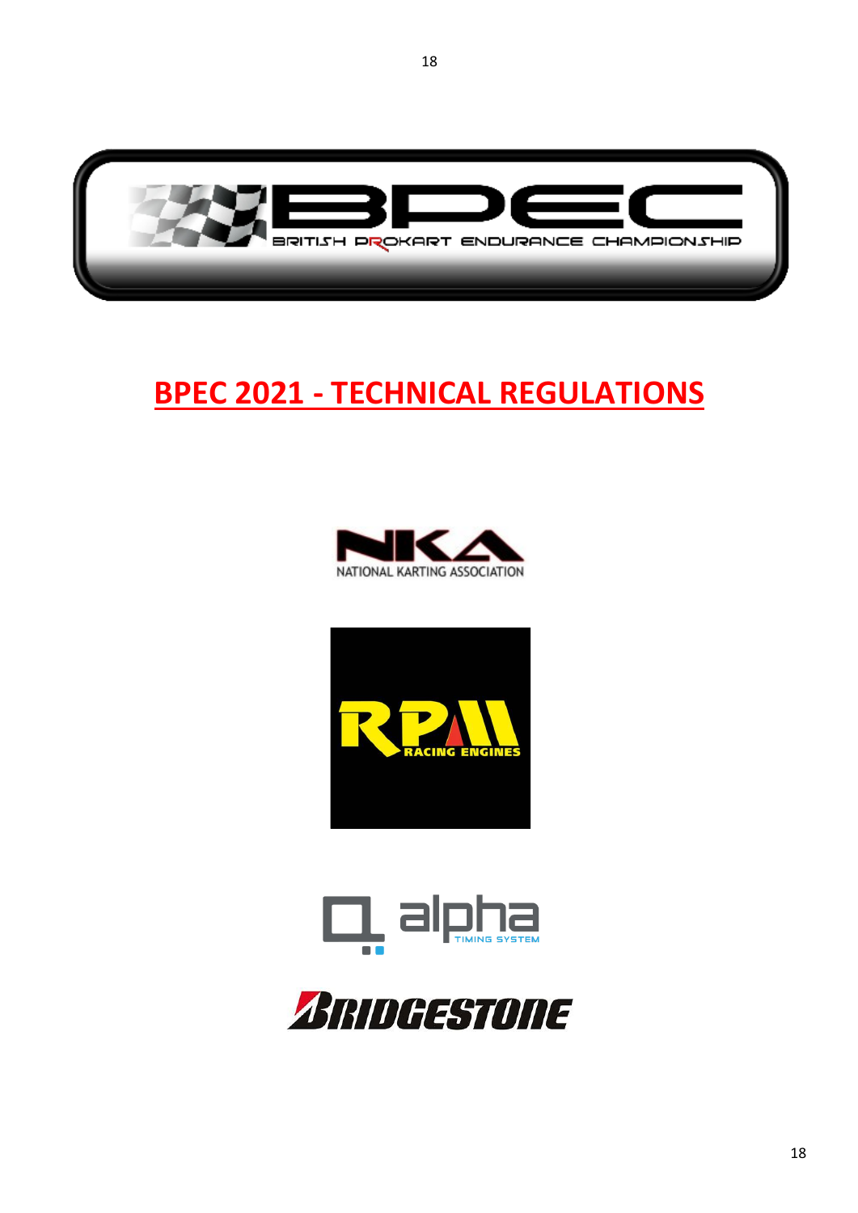# BPEC 2021 - TECHNICAL REGULATIONS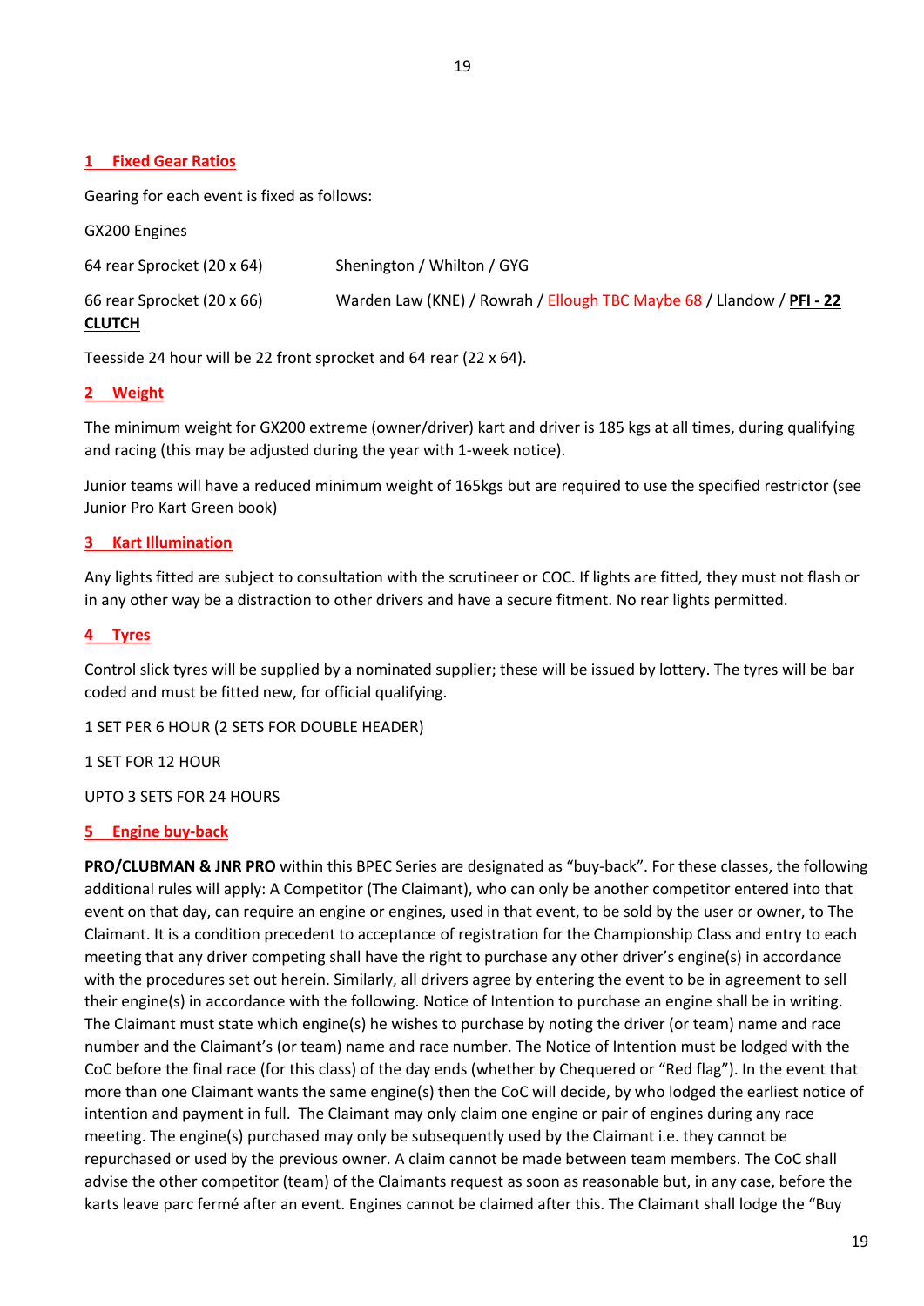## 1 Fixed Gear Ratios

Gearing for each event is fixed as follows:

GX200 Engines

64 rear Sprocket (20 x 64)  Shenington / Whilton / GYG

66 rear Sprocket (20 x 66)  Warden Law (KNE) / Rowrah / Ellough TBC Maybe 68 / Llandow / **PFI - 22 CLUTCH**

Teesside 24 hour will be 22 front sprocket and 64 rear (22 x 64).

## 2 Weight

The minimum weight for GX200 extreme (owner/driver) kart and driver is 185 kgs at all times, during qualifying and racing (this may be adjusted during the year with 1-week notice).

Junior teams will have a reduced minimum weight of 165kgs but are required to use the specified restrictor (see Junior Pro Kart Green book)

## 3 Kart Illumination

Any lights fitted are subject to consultation with the scrutineer or COC. If lights are fitted, they must not flash or in any other way be a distraction to other drivers and have a secure fitment. No rear lights permitted.

## 4 Tyres

Control slick tyres will be supplied by a nominated supplier; these will be issued by lottery. The tyres will be bar coded and must be fitted new, for official qualifying.

1 SET PER 6 HOUR (2 SETS FOR DOUBLE HEADER)

1 SET FOR 12 HOUR

UPTO 3 SETS FOR 24 HOURS

## 5 Engine buy-back

**PRO/CLUBMAN & JNR PRO** within this BPEC Series are designated as "buy-back". For these classes, the following additional rules will apply: A Competitor (The Claimant), who can only be another competitor entered into that event on that day, can require an engine or engines, used in that event, to be sold by the user or owner, to The Claimant. It is a condition precedent to acceptance of registration for the Championship Class and entry to each meeting that any driver competing shall have the right to purchase any other driver's engine(s) in accordance with the procedures set out herein. Similarly, all drivers agree by entering the event to be in agreement to sell their engine(s) in accordance with the following. Notice of Intention to purchase an engine shall be in writing. The Claimant must state which engine(s) he wishes to purchase by noting the driver (or team) name and race number and the Claimant's (or team) name and race number. The Notice of Intention must be lodged with the CoC before the final race (for this class) of the day ends (whether by Chequered or "Red flag"). In the event that more than one Claimant wants the same engine(s) then the CoC will decide, by who lodged the earliest notice of intention and payment in full. The Claimant may only claim one engine or pair of engines during any race meeting. The engine(s) purchased may only be subsequently used by the Claimant i.e. they cannot be repurchased or used by the previous owner. A claim cannot be made between team members. The CoC shall advise the other competitor (team) of the Claimants request as soon as reasonable but, in any case, before the karts leave parc fermé after an event. Engines cannot be claimed after this. The Claimant shall lodge the "Buy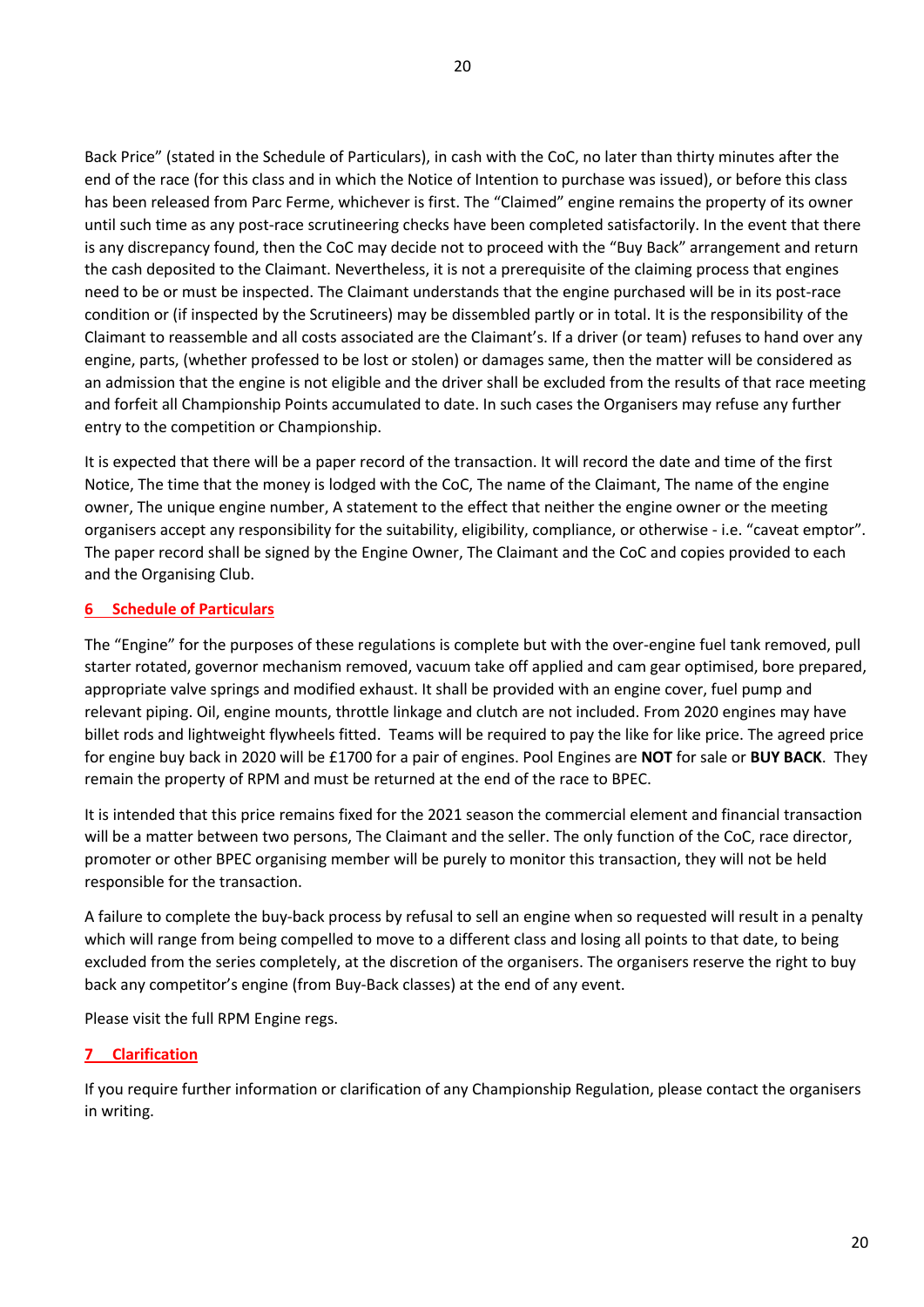Back Price" (stated in the Schedule of Particulars), in cash with the CoC, no later than thirty minutes after the end of the race (for this class and in which the Notice of Intention to purchase was issued), or before this class has been released from Parc Ferme, whichever is first. The "Claimed" engine remains the property of its owner until such time as any post-race scrutineering checks have been completed satisfactorily. In the event that there is any discrepancy found, then the CoC may decide not to proceed with the "Buy Back" arrangement and return the cash deposited to the Claimant. Nevertheless, it is not a prerequisite of the claiming process that engines need to be or must be inspected. The Claimant understands that the engine purchased will be in its post-race condition or (if inspected by the Scrutineers) may be dissembled partly or in total. It is the responsibility of the Claimant to reassemble and all costs associated are the Claimant's. If a driver (or team) refuses to hand over any engine, parts, (whether professed to be lost or stolen) or damages same, then the matter will be considered as an admission that the engine is not eligible and the driver shall be excluded from the results of that race meeting and forfeit all Championship Points accumulated to date. In such cases the Organisers may refuse any further entry to the competition or Championship.

It is expected that there will be a paper record of the transaction. It will record the date and time of the first Notice, The time that the money is lodged with the CoC, The name of the Claimant, The name of the engine owner, The unique engine number, A statement to the effect that neither the engine owner or the meeting organisers accept any responsibility for the suitability, eligibility, compliance, or otherwise - i.e. "caveat emptor". The paper record shall be signed by the Engine Owner, The Claimant and the CoC and copies provided to each and the Organising Club.

## 6 Schedule of Particulars

The "Engine" for the purposes of these regulations is complete but with the over-engine fuel tank removed, pull starter rotated, governor mechanism removed, vacuum take off applied and cam gear optimised, bore prepared, appropriate valve springs and modified exhaust. It shall be provided with an engine cover, fuel pump and relevant piping. Oil, engine mounts, throttle linkage and clutch are not included. From 2020 engines may have billet rods and lightweight flywheels fitted. Teams will be required to pay the like for like price. The agreed price for engine buy back in 2020 will be £1700 for a pair of engines. Pool Engines are **NOT** for sale or **BUY BACK**. They remain the property of RPM and must be returned at the end of the race to BPEC.

It is intended that this price remains fixed for the 2021 season the commercial element and financial transaction will be a matter between two persons, The Claimant and the seller. The only function of the CoC, race director, promoter or other BPEC organising member will be purely to monitor this transaction, they will not be held responsible for the transaction.

A failure to complete the buy-back process by refusal to sell an engine when so requested will result in a penalty which will range from being compelled to move to a different class and losing all points to that date, to being excluded from the series completely, at the discretion of the organisers. The organisers reserve the right to buy back any competitor's engine (from Buy-Back classes) at the end of any event.

Please visit the full RPM Engine regs.

## 7 Clarification

If you require further information or clarification of any Championship Regulation, please contact the organisers in writing.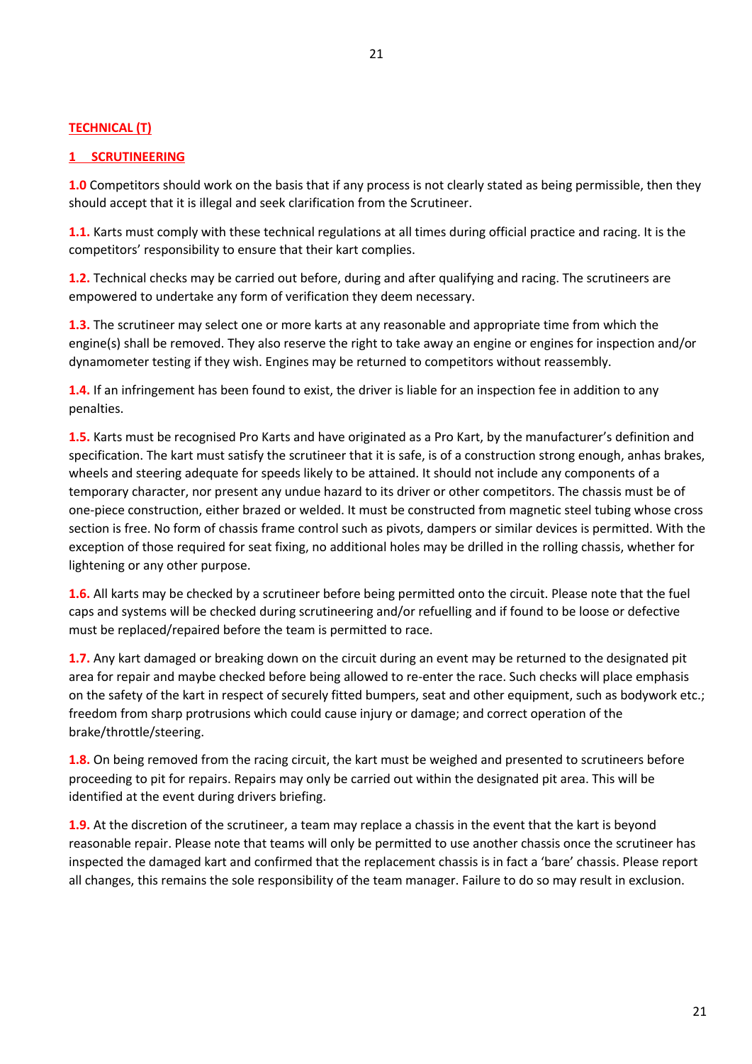## TECHNICAL (T)

### 1 SCRUTINEERING

**1.0** Competitors should work on the basis that if any process is not clearly stated as being permissible, then they should accept that it is illegal and seek clarification from the Scrutineer.

**1.1.** Karts must comply with these technical regulations at all times during official practice and racing. It is the competitors' responsibility to ensure that their kart complies.

**1.2.** Technical checks may be carried out before, during and after qualifying and racing. The scrutineers are empowered to undertake any form of verification they deem necessary.

**1.3.** The scrutineer may select one or more karts at any reasonable and appropriate time from which the engine(s) shall be removed. They also reserve the right to take away an engine or engines for inspection and/or dynamometer testing if they wish. Engines may be returned to competitors without reassembly.

**1.4.** If an infringement has been found to exist, the driver is liable for an inspection fee in addition to any penalties.

**1.5.** Karts must be recognised Pro Karts and have originated as a Pro Kart, by the manufacturer's definition and specification. The kart must satisfy the scrutineer that it is safe, is of a construction strong enough, anhas brakes, wheels and steering adequate for speeds likely to be attained. It should not include any components of a temporary character, nor present any undue hazard to its driver or other competitors. The chassis must be of one-piece construction, either brazed or welded. It must be constructed from magnetic steel tubing whose cross section is free. No form of chassis frame control such as pivots, dampers or similar devices is permitted. With the exception of those required for seat fixing, no additional holes may be drilled in the rolling chassis, whether for lightening or any other purpose.

**1.6.** All karts may be checked by a scrutineer before being permitted onto the circuit. Please note that the fuel caps and systems will be checked during scrutineering and/or refuelling and if found to be loose or defective must be replaced/repaired before the team is permitted to race.

**1.7.** Any kart damaged or breaking down on the circuit during an event may be returned to the designated pit area for repair and maybe checked before being allowed to re-enter the race. Such checks will place emphasis on the safety of the kart in respect of securely fitted bumpers, seat and other equipment, such as bodywork etc.; freedom from sharp protrusions which could cause injury or damage; and correct operation of the brake/throttle/steering.

**1.8.** On being removed from the racing circuit, the kart must be weighed and presented to scrutineers before proceeding to pit for repairs. Repairs may only be carried out within the designated pit area. This will be identified at the event during drivers briefing.

**1.9.** At the discretion of the scrutineer, a team may replace a chassis in the event that the kart is beyond reasonable repair. Please note that teams will only be permitted to use another chassis once the scrutineer has inspected the damaged kart and confirmed that the replacement chassis is in fact a 'bare' chassis. Please report all changes, this remains the sole responsibility of the team manager. Failure to do so may result in exclusion.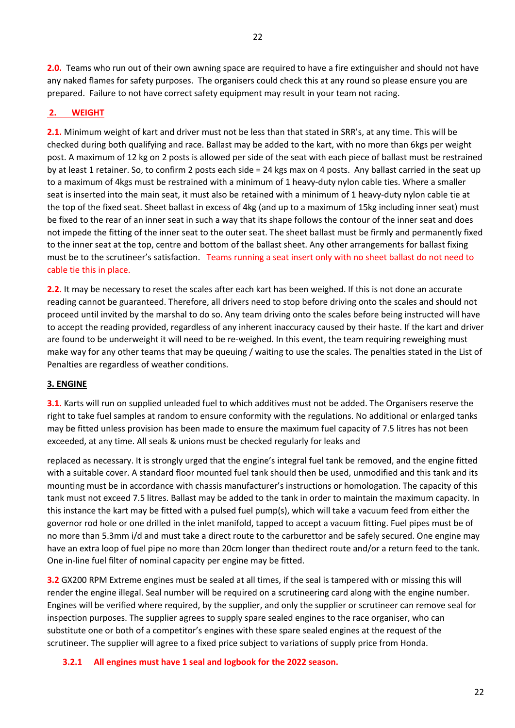**2.0.** Teams who run out of their own awning space are required to have a fire extinguisher and should not have any naked flames for safety purposes. The organisers could check this at any round so please ensure you are prepared. Failure to not have correct safety equipment may result in your team not racing.

## 2. WEIGHT

**2.1.** Minimum weight of kart and driver must not be less than that stated in SRR's, at any time. This will be checked during both qualifying and race. Ballast may be added to the kart, with no more than 6kgs per weight post. A maximum of 12 kg on 2 posts is allowed per side of the seat with each piece of ballast must be restrained by at least 1 retainer. So, to confirm 2 posts each side = 24 kgs max on 4 posts. Any ballast carried in the seat up to a maximum of 4kgs must be restrained with a minimum of 1 heavy-duty nylon cable ties. Where a smaller seat is inserted into the main seat, it must also be retained with a minimum of 1 heavy-duty nylon cable tie at the top of the fixed seat. Sheet ballast in excess of 4kg (and up to a maximum of 15kg including inner seat) must be fixed to the rear of an inner seat in such a way that its shape follows the contour of the inner seat and does not impede the fitting of the inner seat to the outer seat. The sheet ballast must be firmly and permanently fixed to the inner seat at the top, centre and bottom of the ballast sheet. Any other arrangements for ballast fixing must be to the scrutineer's satisfaction. Teams running a seat insert only with no sheet ballast do not need to cable tie this in place.

**2.2.** It may be necessary to reset the scales after each kart has been weighed. If this is not done an accurate reading cannot be guaranteed. Therefore, all drivers need to stop before driving onto the scales and should not proceed until invited by the marshal to do so. Any team driving onto the scales before being instructed will have to accept the reading provided, regardless of any inherent inaccuracy caused by their haste. If the kart and driver are found to be underweight it will need to be re-weighed. In this event, the team requiring reweighing must make way for any other teams that may be queuing / waiting to use the scales. The penalties stated in the List of Penalties are regardless of weather conditions.

## 3. ENGINE

**3.1.** Karts will run on supplied unleaded fuel to which additives must not be added. The Organisers reserve the right to take fuel samples at random to ensure conformity with the regulations. No additional or enlarged tanks may be fitted unless provision has been made to ensure the maximum fuel capacity of 7.5 litres has not been exceeded, at any time. All seals & unions must be checked regularly for leaks and replaced as necessary. It is strongly urged that the engine's integral fuel tank be removed, and the engine fitted with a suitable cover. A standard floor mounted fuel tank should then be used, unmodified and this tank and its mounting must be in accordance with chassis manufacturer's instructions or homologation. The capacity of this tank must not exceed 7.5 litres. Ballast may be added to the tank in order to maintain the maximum capacity. In this instance the kart may be fitted with a pulsed fuel pump(s), which will take a vacuum feed from either the governor rod hole or one drilled in the inlet manifold, tapped to accept a vacuum fitting. Fuel pipes must be of no more than 5.3mm i/d and must take a direct route to the carburettor and be safely secured. One engine may have an extra loop of fuel pipe no more than 20cm longer than thedirect route and/or a return feed to the tank. One in-line fuel filter of nominal capacity per engine may be fitted.

**3.2** GX200 RPM Extreme engines must be sealed at all times, if the seal is tampered with or missing this will render the engine illegal. Seal number will be required on a scrutineering card along with the engine number. Engines will be verified where required, by the supplier, and only the supplier or scrutineer can remove seal for inspection purposes. The supplier agrees to supply spare sealed engines to the race organiser, who can substitute one or both of a competitor's engines with these spare sealed engines at the request of the scrutineer. The supplier will agree to a fixed price subject to variations of supply price from Honda.

**3.2.1 All engines must have 1 seal and logbook for the 2022 season.**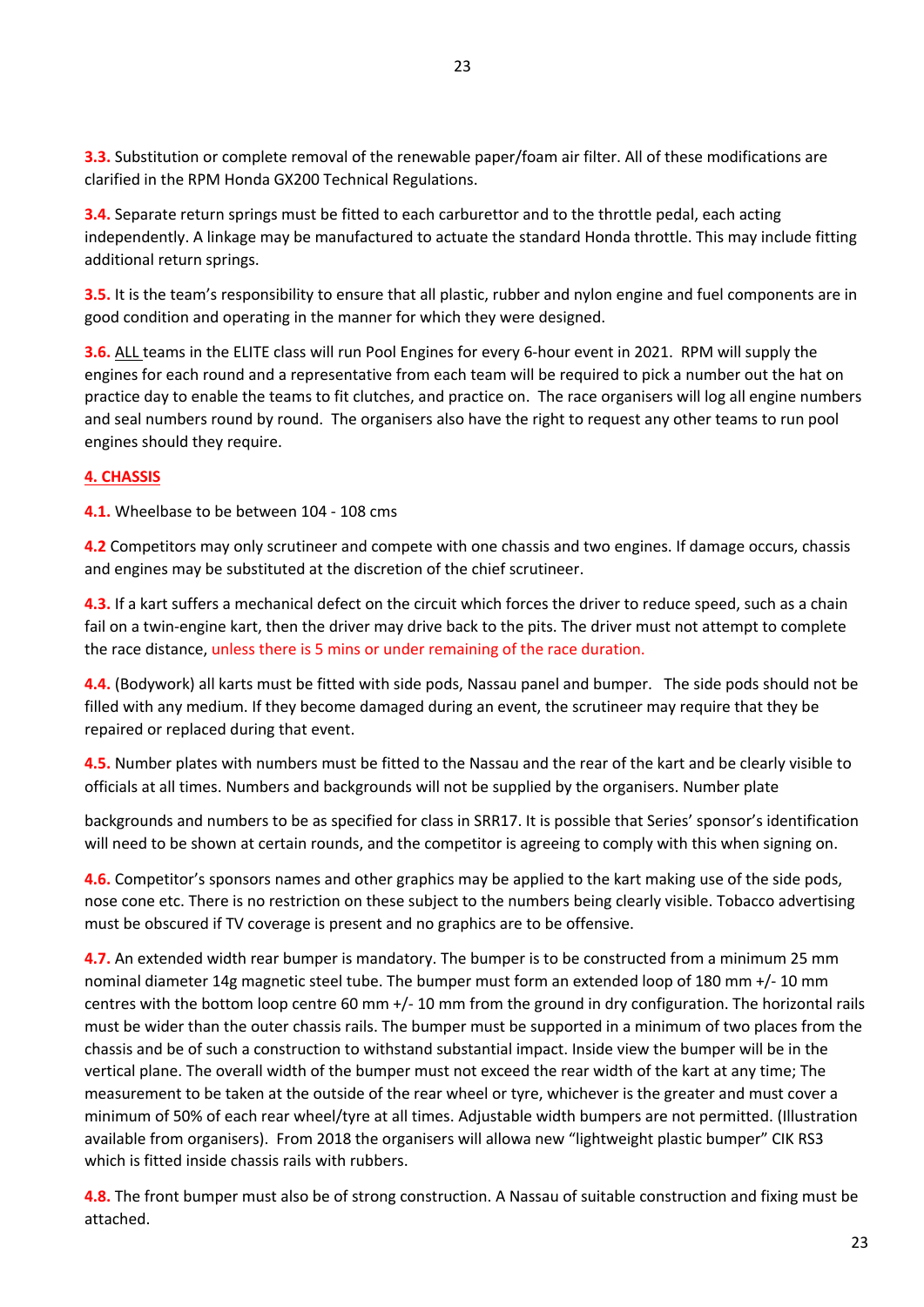**3.3.** Substitution or complete removal of the renewable paper/foam air filter. All of these modifications are clarified in the RPM Honda GX200 Technical Regulations.

**3.4.** Separate return springs must be fitted to each carburettor and to the throttle pedal, each acting independently. A linkage may be manufactured to actuate the standard Honda throttle. This may include fitting additional return springs.

**3.5.** It is the team's responsibility to ensure that all plastic, rubber and nylon engine and fuel components are in good condition and operating in the manner for which they were designed.

**3.6.** ALL teams in the ELITE class will run Pool Engines for every 6-hour event in 2021. RPM will supply the engines for each round and a representative from each team will be required to pick a number out the hat on practice day to enable the teams to fit clutches, and practice on. The race organisers will log all engine numbers and seal numbers round by round. The organisers also have the right to request any other teams to run pool engines should they require.

## 4. CHASSIS

**4.1.** Wheelbase to be between 104 - 108 cms

**4.2** Competitors may only scrutineer and compete with one chassis and two engines. If damage occurs, chassis and engines may be substituted at the discretion of the chief scrutineer.

**4.3.** If a kart suffers a mechanical defect on the circuit which forces the driver to reduce speed, such as a chain fail on a twin-engine kart, then the driver may drive back to the pits. The driver must not attempt to complete the race distance, unless there is 5 mins or under remaining of the race duration.

**4.4.** (Bodywork) all karts must be fitted with side pods, Nassau panel and bumper. The side pods should not be filled with any medium. If they become damaged during an event, the scrutineer may require that they be repaired or replaced during that event.

**4.5.** Number plates with numbers must be fitted to the Nassau and the rear of the kart and be clearly visible to officials at all times. Numbers and backgrounds will not be supplied by the organisers. Number plate backgrounds and numbers to be as specified for class in SRR17. It is possible that Series' sponsor's identification will need to be shown at certain rounds, and the competitor is agreeing to comply with this when signing on.

**4.6.** Competitor's sponsors names and other graphics may be applied to the kart making use of the side pods, nose cone etc. There is no restriction on these subject to the numbers being clearly visible. Tobacco advertising must be obscured if TV coverage is present and no graphics are to be offensive.

**4.7.** An extended width rear bumper is mandatory. The bumper is to be constructed from a minimum 25 mm nominal diameter 14g magnetic steel tube. The bumper must form an extended loop of 180 mm +/- 10 mm centres with the bottom loop centre 60 mm +/- 10 mm from the ground in dry configuration. The horizontal rails must be wider than the outer chassis rails. The bumper must be supported in a minimum of two places from the chassis and be of such a construction to withstand substantial impact. Inside view the bumper will be in the vertical plane. The overall width of the bumper must not exceed the rear width of the kart at any time; The measurement to be taken at the outside of the rear wheel or tyre, whichever is the greater and must cover a minimum of 50% of each rear wheel/tyre at all times. Adjustable width bumpers are not permitted. (Illustration available from organisers). From 2018 the organisers will allowa new "lightweight plastic bumper" CIK RS3 which is fitted inside chassis rails with rubbers.

**4.8.** The front bumper must also be of strong construction. A Nassau of suitable construction and fixing must be attached.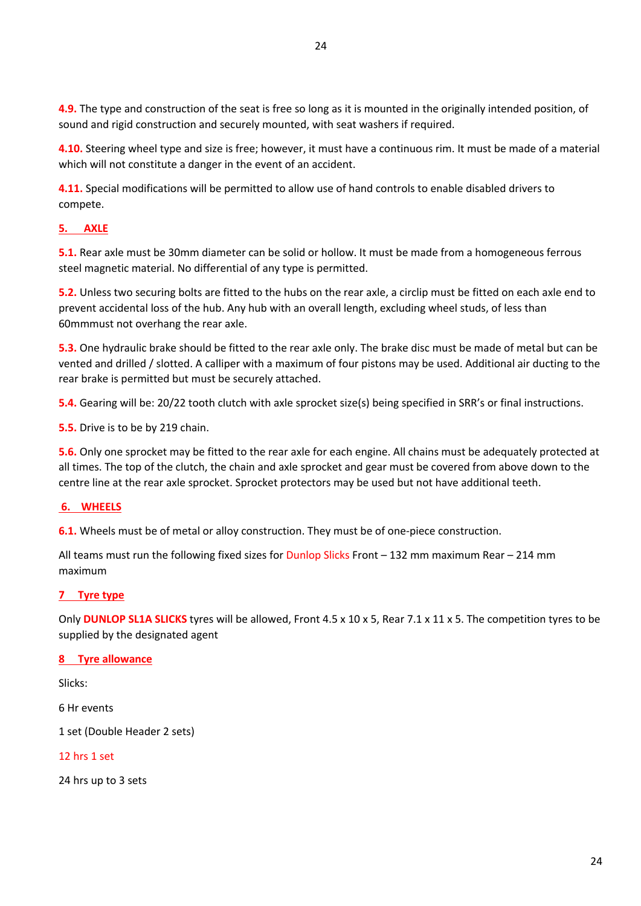**4.9.** The type and construction of the seat is free so long as it is mounted in the originally intended position, of sound and rigid construction and securely mounted, with seat washers if required.

**4.10.** Steering wheel type and size is free; however, it must have a continuous rim. It must be made of a material which will not constitute a danger in the event of an accident.

**4.11.** Special modifications will be permitted to allow use of hand controls to enable disabled drivers to compete.

## 5. AXLE

**5.1.** Rear axle must be 30mm diameter can be solid or hollow. It must be made from a homogeneous ferrous steel magnetic material. No differential of any type is permitted.

**5.2.** Unless two securing bolts are fitted to the hubs on the rear axle, a circlip must be fitted on each axle end to prevent accidental loss of the hub. Any hub with an overall length, excluding wheel studs, of less than 60mmmust not overhang the rear axle.

**5.3.** One hydraulic brake should be fitted to the rear axle only. The brake disc must be made of metal but can be vented and drilled / slotted. A calliper with a maximum of four pistons may be used. Additional air ducting to the rear brake is permitted but must be securely attached.

**5.4.** Gearing will be: 20/22 tooth clutch with axle sprocket size(s) being specified in SRR's or final instructions.

**5.5.** Drive is to be by 219 chain.

**5.6.** Only one sprocket may be fitted to the rear axle for each engine. All chains must be adequately protected at all times. The top of the clutch, the chain and axle sprocket and gear must be covered from above down to the centre line at the rear axle sprocket. Sprocket protectors may be used but not have additional teeth.

## 6. WHEELS

**6.1.** Wheels must be of metal or alloy construction. They must be of one-piece construction.

All teams must run the following fixed sizes for Dunlop Slicks Front – 132 mm maximum Rear – 214 mm maximum

## 7 Tyre type

Only **DUNLOP SL1A SLICKS** tyres will be allowed, Front 4.5 x 10 x 5, Rear 7.1 x 11 x 5. The competition tyres to be supplied by the designated agent

## 8 Tyre allowance

Slicks:

6 Hr events

1 set (Double Header 2 sets)

12 hrs 1 set

24 hrs up to 3 sets